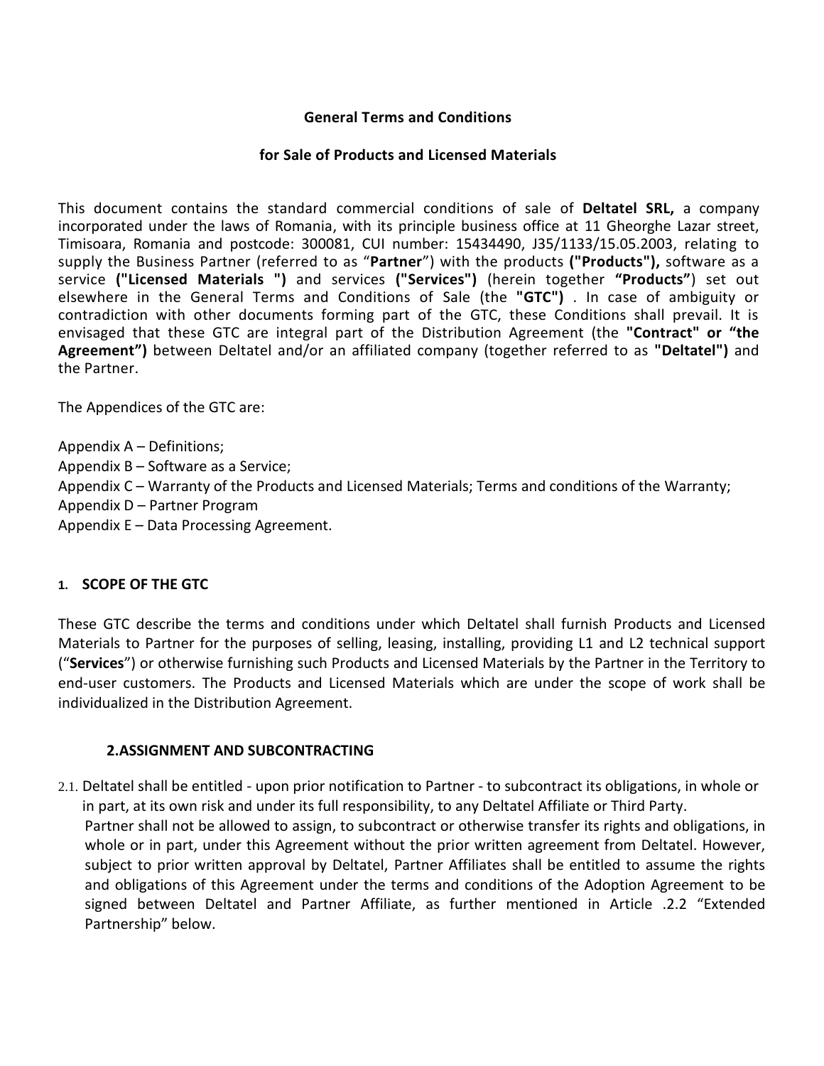**General Terms and Conditions**

**for Sale of Products and Licensed Materials**

This document contains the standard commercial conditions of sale of **Deltatel SRL,** a company incorporated under the laws of Romania, with its principle business office at 11 Gheorghe Lazar street, Timisoara, Romania and postcode: 300081, CUI number: 15434490, J35/1133/15.05.2003, relating to supply the Business Partner (referred to as "**Partner**") with the products **("Products"),** software as a service **("Licensed Materials ")** and services **("Services")** (herein together **"Products"**) set out elsewhere in the General Terms and Conditions of Sale (the **"GTC")** . In case of ambiguity or contradiction with other documents forming part of the GTC, these Conditions shall prevail. It is envisaged that these GTC are integral part of the Distribution Agreement (the **"Contract" or "the Agreement")** between Deltatel and/or an affiliated company (together referred to as **"Deltatel")** and the Partner.

The Appendices of the GTC are:

Appendix A – Definitions;
Appendix B – Software as a Service;
Appendix C – Warranty of the Products and Licensed Materials; Terms and conditions of the Warranty;
Appendix D – Partner Program
Appendix E – Data Processing Agreement.

## 1. SCOPE OF THE GTC

These GTC describe the terms and conditions under which Deltatel shall furnish Products and Licensed Materials to Partner for the purposes of selling, leasing, installing, providing L1 and L2 technical support ("**Services**") or otherwise furnishing such Products and Licensed Materials by the Partner in the Territory to end-user customers. The Products and Licensed Materials which are under the scope of work shall be individualized in the Distribution Agreement.

## 2.ASSIGNMENT AND SUBCONTRACTING

2.1. Deltatel shall be entitled - upon prior notification to Partner - to subcontract its obligations, in whole or in part, at its own risk and under its full responsibility, to any Deltatel Affiliate or Third Party.
Partner shall not be allowed to assign, to subcontract or otherwise transfer its rights and obligations, in whole or in part, under this Agreement without the prior written agreement from Deltatel. However, subject to prior written approval by Deltatel, Partner Affiliates shall be entitled to assume the rights and obligations of this Agreement under the terms and conditions of the Adoption Agreement to be signed between Deltatel and Partner Affiliate, as further mentioned in Article .2.2 "Extended Partnership" below.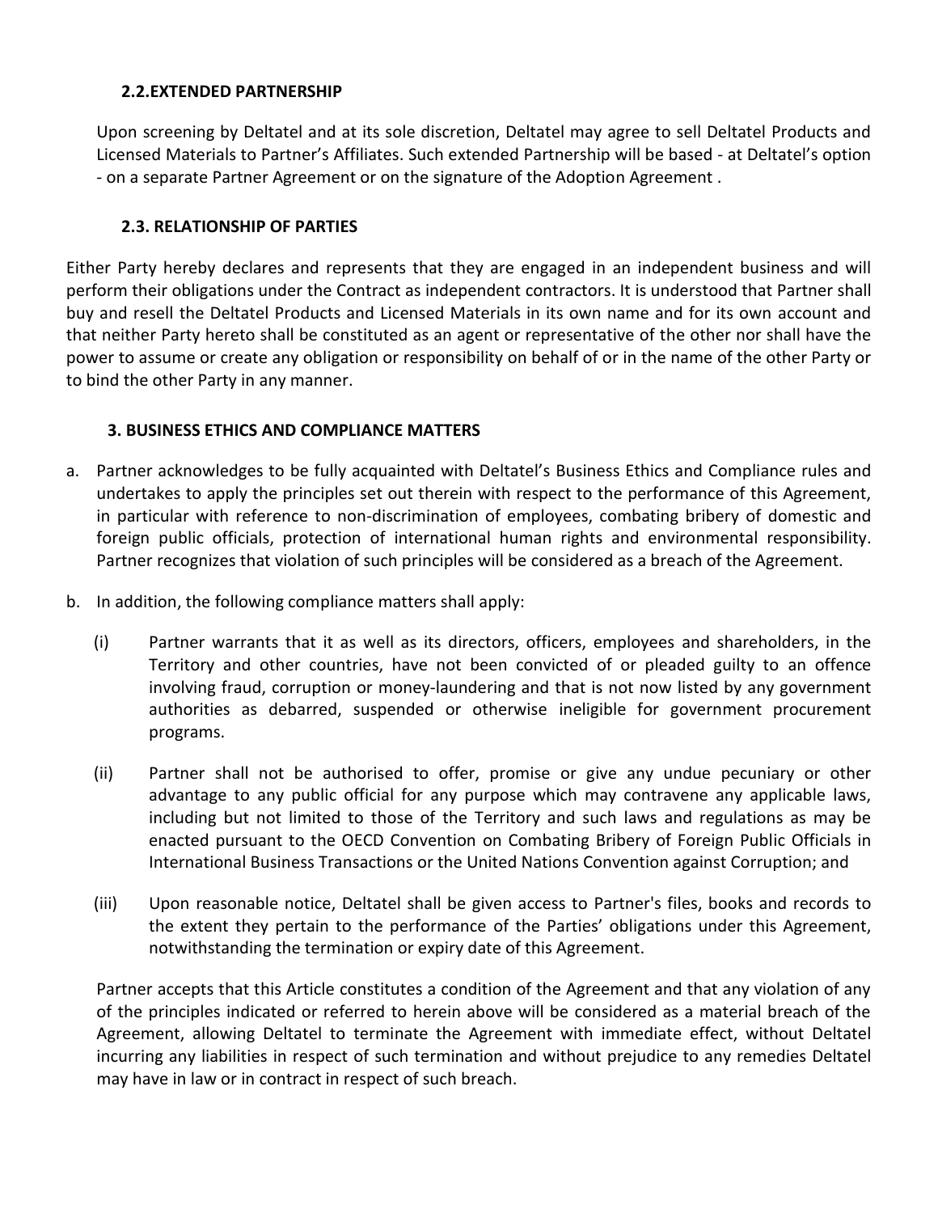### 2.2.EXTENDED PARTNERSHIP

Upon screening by Deltatel and at its sole discretion, Deltatel may agree to sell Deltatel Products and Licensed Materials to Partner's Affiliates. Such extended Partnership will be based - at Deltatel's option - on a separate Partner Agreement or on the signature of the Adoption Agreement .

### 2.3. RELATIONSHIP OF PARTIES

Either Party hereby declares and represents that they are engaged in an independent business and will perform their obligations under the Contract as independent contractors. It is understood that Partner shall buy and resell the Deltatel Products and Licensed Materials in its own name and for its own account and that neither Party hereto shall be constituted as an agent or representative of the other nor shall have the power to assume or create any obligation or responsibility on behalf of or in the name of the other Party or to bind the other Party in any manner.

## 3. BUSINESS ETHICS AND COMPLIANCE MATTERS

a. Partner acknowledges to be fully acquainted with Deltatel's Business Ethics and Compliance rules and undertakes to apply the principles set out therein with respect to the performance of this Agreement, in particular with reference to non-discrimination of employees, combating bribery of domestic and foreign public officials, protection of international human rights and environmental responsibility. Partner recognizes that violation of such principles will be considered as a breach of the Agreement.

b. In addition, the following compliance matters shall apply:

   (i) Partner warrants that it as well as its directors, officers, employees and shareholders, in the Territory and other countries, have not been convicted of or pleaded guilty to an offence involving fraud, corruption or money-laundering and that is not now listed by any government authorities as debarred, suspended or otherwise ineligible for government procurement programs.

   (ii) Partner shall not be authorised to offer, promise or give any undue pecuniary or other advantage to any public official for any purpose which may contravene any applicable laws, including but not limited to those of the Territory and such laws and regulations as may be enacted pursuant to the OECD Convention on Combating Bribery of Foreign Public Officials in International Business Transactions or the United Nations Convention against Corruption; and

   (iii) Upon reasonable notice, Deltatel shall be given access to Partner's files, books and records to the extent they pertain to the performance of the Parties' obligations under this Agreement, notwithstanding the termination or expiry date of this Agreement.

Partner accepts that this Article constitutes a condition of the Agreement and that any violation of any of the principles indicated or referred to herein above will be considered as a material breach of the Agreement, allowing Deltatel to terminate the Agreement with immediate effect, without Deltatel incurring any liabilities in respect of such termination and without prejudice to any remedies Deltatel may have in law or in contract in respect of such breach.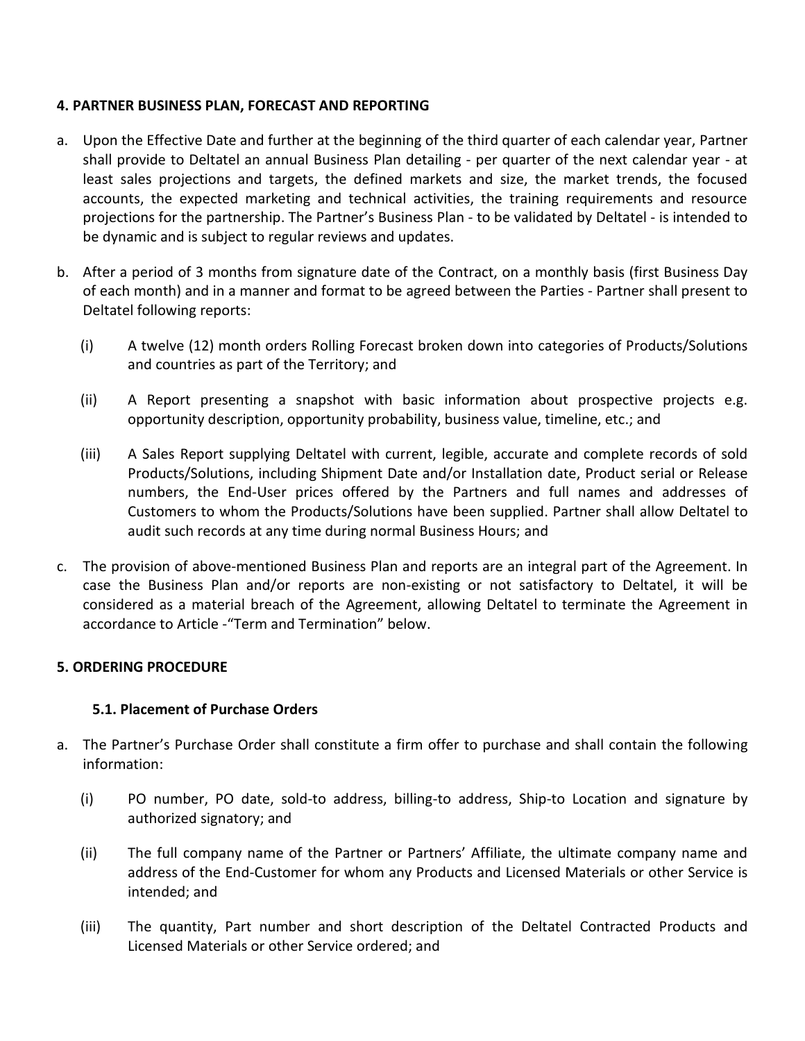## 4. PARTNER BUSINESS PLAN, FORECAST AND REPORTING

a. Upon the Effective Date and further at the beginning of the third quarter of each calendar year, Partner shall provide to Deltatel an annual Business Plan detailing - per quarter of the next calendar year - at least sales projections and targets, the defined markets and size, the market trends, the focused accounts, the expected marketing and technical activities, the training requirements and resource projections for the partnership. The Partner's Business Plan - to be validated by Deltatel - is intended to be dynamic and is subject to regular reviews and updates.

b. After a period of 3 months from signature date of the Contract, on a monthly basis (first Business Day of each month) and in a manner and format to be agreed between the Parties - Partner shall present to Deltatel following reports:

   (i) A twelve (12) month orders Rolling Forecast broken down into categories of Products/Solutions and countries as part of the Territory; and

   (ii) A Report presenting a snapshot with basic information about prospective projects e.g. opportunity description, opportunity probability, business value, timeline, etc.; and

   (iii) A Sales Report supplying Deltatel with current, legible, accurate and complete records of sold Products/Solutions, including Shipment Date and/or Installation date, Product serial or Release numbers, the End-User prices offered by the Partners and full names and addresses of Customers to whom the Products/Solutions have been supplied. Partner shall allow Deltatel to audit such records at any time during normal Business Hours; and

c. The provision of above-mentioned Business Plan and reports are an integral part of the Agreement. In case the Business Plan and/or reports are non-existing or not satisfactory to Deltatel, it will be considered as a material breach of the Agreement, allowing Deltatel to terminate the Agreement in accordance to Article -"Term and Termination" below.

## 5. ORDERING PROCEDURE

### 5.1. Placement of Purchase Orders

a. The Partner's Purchase Order shall constitute a firm offer to purchase and shall contain the following information:

   (i) PO number, PO date, sold-to address, billing-to address, Ship-to Location and signature by authorized signatory; and

   (ii) The full company name of the Partner or Partners' Affiliate, the ultimate company name and address of the End-Customer for whom any Products and Licensed Materials or other Service is intended; and

   (iii) The quantity, Part number and short description of the Deltatel Contracted Products and Licensed Materials or other Service ordered; and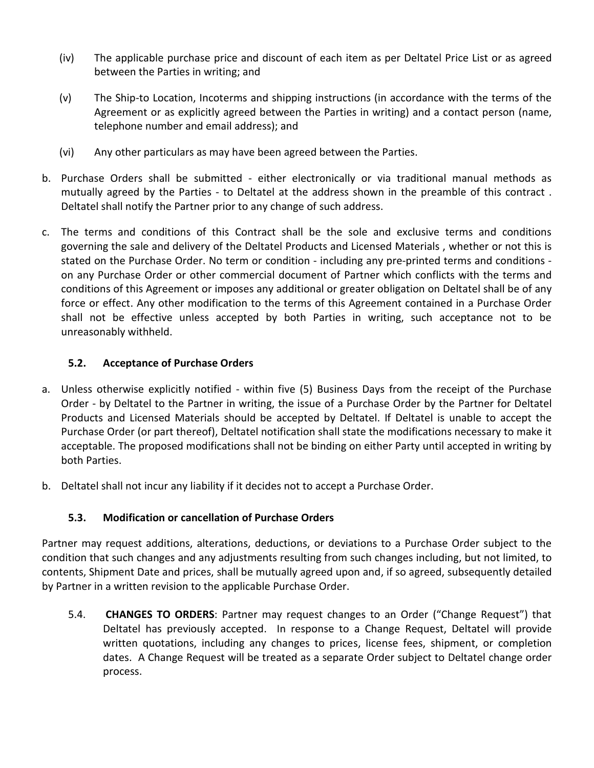(iv) The applicable purchase price and discount of each item as per Deltatel Price List or as agreed between the Parties in writing; and

(v) The Ship-to Location, Incoterms and shipping instructions (in accordance with the terms of the Agreement or as explicitly agreed between the Parties in writing) and a contact person (name, telephone number and email address); and

(vi) Any other particulars as may have been agreed between the Parties.

b. Purchase Orders shall be submitted - either electronically or via traditional manual methods as mutually agreed by the Parties - to Deltatel at the address shown in the preamble of this contract . Deltatel shall notify the Partner prior to any change of such address.

c. The terms and conditions of this Contract shall be the sole and exclusive terms and conditions governing the sale and delivery of the Deltatel Products and Licensed Materials , whether or not this is stated on the Purchase Order. No term or condition - including any pre-printed terms and conditions - on any Purchase Order or other commercial document of Partner which conflicts with the terms and conditions of this Agreement or imposes any additional or greater obligation on Deltatel shall be of any force or effect. Any other modification to the terms of this Agreement contained in a Purchase Order shall not be effective unless accepted by both Parties in writing, such acceptance not to be unreasonably withheld.

### 5.2. Acceptance of Purchase Orders

a. Unless otherwise explicitly notified - within five (5) Business Days from the receipt of the Purchase Order - by Deltatel to the Partner in writing, the issue of a Purchase Order by the Partner for Deltatel Products and Licensed Materials should be accepted by Deltatel. If Deltatel is unable to accept the Purchase Order (or part thereof), Deltatel notification shall state the modifications necessary to make it acceptable. The proposed modifications shall not be binding on either Party until accepted in writing by both Parties.

b. Deltatel shall not incur any liability if it decides not to accept a Purchase Order.

### 5.3. Modification or cancellation of Purchase Orders

Partner may request additions, alterations, deductions, or deviations to a Purchase Order subject to the condition that such changes and any adjustments resulting from such changes including, but not limited, to contents, Shipment Date and prices, shall be mutually agreed upon and, if so agreed, subsequently detailed by Partner in a written revision to the applicable Purchase Order.

5.4. **CHANGES TO ORDERS**: Partner may request changes to an Order ("Change Request") that Deltatel has previously accepted. In response to a Change Request, Deltatel will provide written quotations, including any changes to prices, license fees, shipment, or completion dates. A Change Request will be treated as a separate Order subject to Deltatel change order process.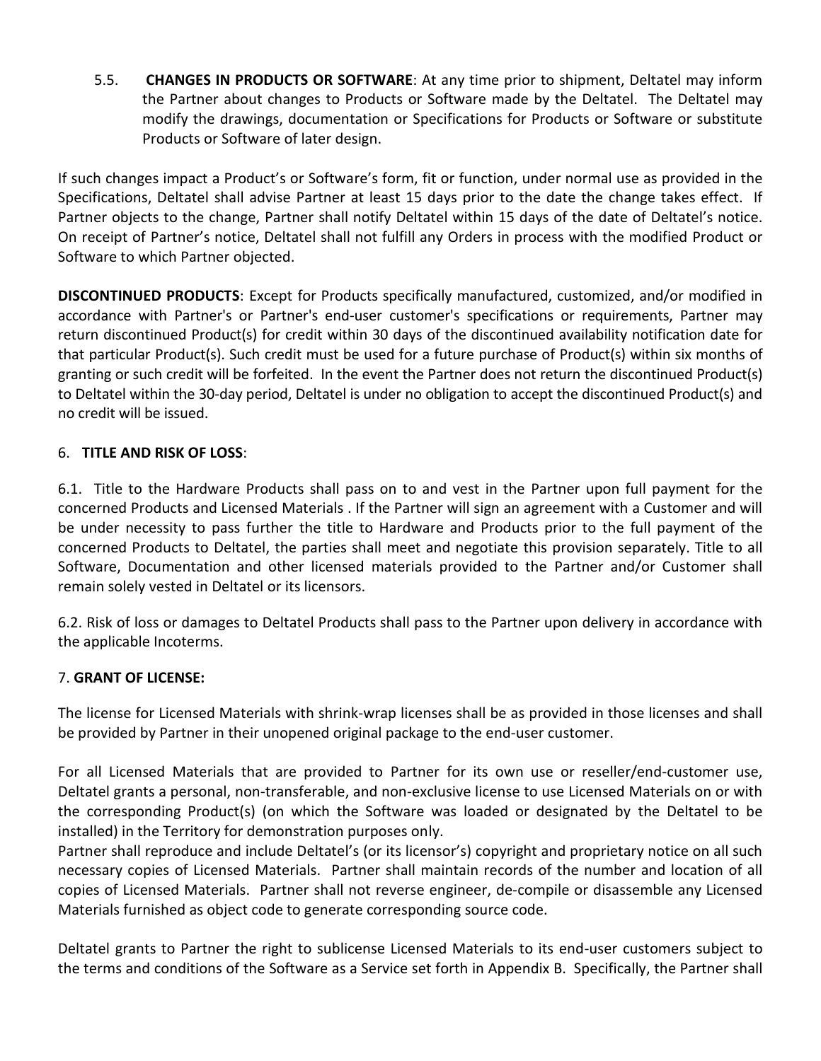5.5. **CHANGES IN PRODUCTS OR SOFTWARE**: At any time prior to shipment, Deltatel may inform the Partner about changes to Products or Software made by the Deltatel. The Deltatel may modify the drawings, documentation or Specifications for Products or Software or substitute Products or Software of later design.

If such changes impact a Product's or Software's form, fit or function, under normal use as provided in the Specifications, Deltatel shall advise Partner at least 15 days prior to the date the change takes effect. If Partner objects to the change, Partner shall notify Deltatel within 15 days of the date of Deltatel's notice. On receipt of Partner's notice, Deltatel shall not fulfill any Orders in process with the modified Product or Software to which Partner objected.

**DISCONTINUED PRODUCTS**: Except for Products specifically manufactured, customized, and/or modified in accordance with Partner's or Partner's end-user customer's specifications or requirements, Partner may return discontinued Product(s) for credit within 30 days of the discontinued availability notification date for that particular Product(s). Such credit must be used for a future purchase of Product(s) within six months of granting or such credit will be forfeited. In the event the Partner does not return the discontinued Product(s) to Deltatel within the 30-day period, Deltatel is under no obligation to accept the discontinued Product(s) and no credit will be issued.

6. **TITLE AND RISK OF LOSS**:

6.1. Title to the Hardware Products shall pass on to and vest in the Partner upon full payment for the concerned Products and Licensed Materials . If the Partner will sign an agreement with a Customer and will be under necessity to pass further the title to Hardware and Products prior to the full payment of the concerned Products to Deltatel, the parties shall meet and negotiate this provision separately. Title to all Software, Documentation and other licensed materials provided to the Partner and/or Customer shall remain solely vested in Deltatel or its licensors.

6.2. Risk of loss or damages to Deltatel Products shall pass to the Partner upon delivery in accordance with the applicable Incoterms.

7. **GRANT OF LICENSE:**

The license for Licensed Materials with shrink-wrap licenses shall be as provided in those licenses and shall be provided by Partner in their unopened original package to the end-user customer.

For all Licensed Materials that are provided to Partner for its own use or reseller/end-customer use, Deltatel grants a personal, non-transferable, and non-exclusive license to use Licensed Materials on or with the corresponding Product(s) (on which the Software was loaded or designated by the Deltatel to be installed) in the Territory for demonstration purposes only.
Partner shall reproduce and include Deltatel's (or its licensor's) copyright and proprietary notice on all such necessary copies of Licensed Materials. Partner shall maintain records of the number and location of all copies of Licensed Materials. Partner shall not reverse engineer, de-compile or disassemble any Licensed Materials furnished as object code to generate corresponding source code.

Deltatel grants to Partner the right to sublicense Licensed Materials to its end-user customers subject to the terms and conditions of the Software as a Service set forth in Appendix B. Specifically, the Partner shall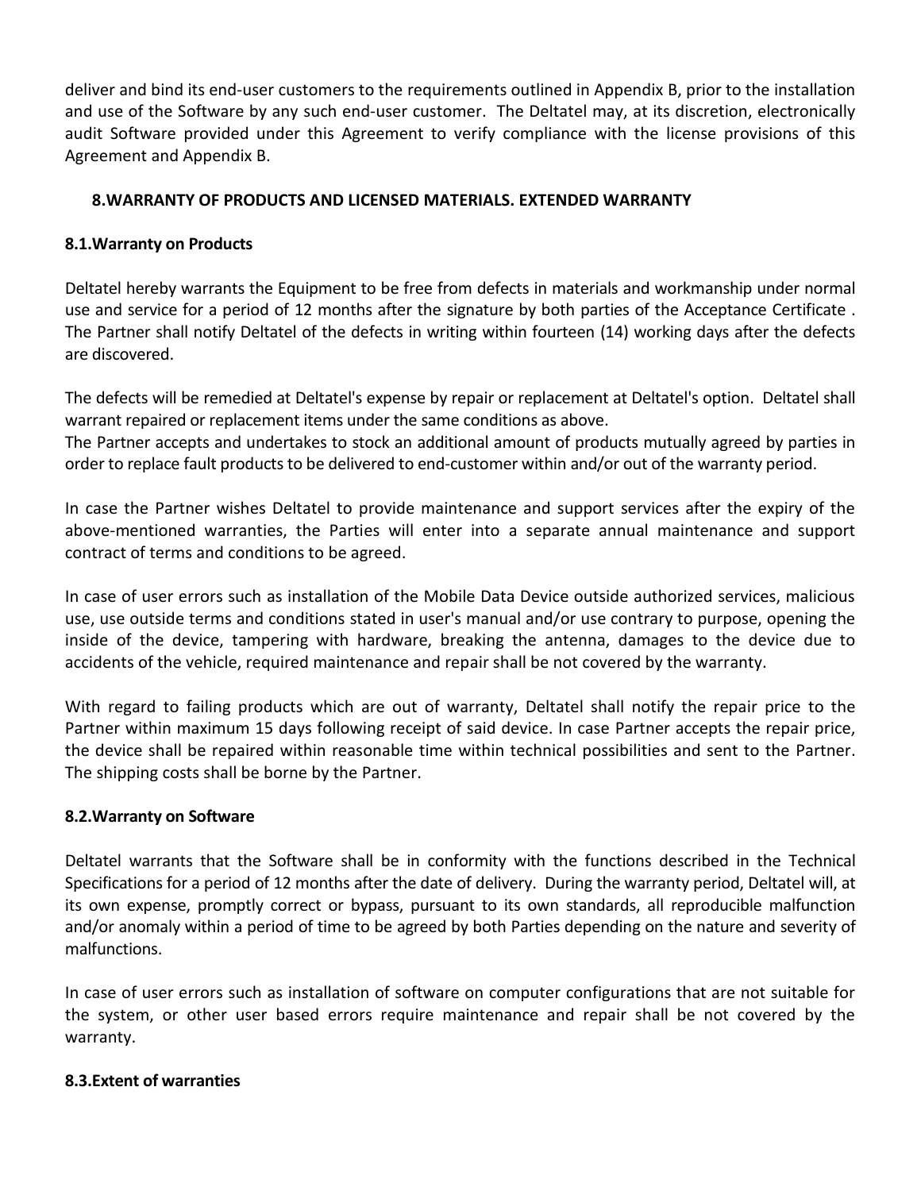deliver and bind its end-user customers to the requirements outlined in Appendix B, prior to the installation and use of the Software by any such end-user customer. The Deltatel may, at its discretion, electronically audit Software provided under this Agreement to verify compliance with the license provisions of this Agreement and Appendix B.

## 8.WARRANTY OF PRODUCTS AND LICENSED MATERIALS. EXTENDED WARRANTY

### 8.1.Warranty on Products

Deltatel hereby warrants the Equipment to be free from defects in materials and workmanship under normal use and service for a period of 12 months after the signature by both parties of the Acceptance Certificate . The Partner shall notify Deltatel of the defects in writing within fourteen (14) working days after the defects are discovered.

The defects will be remedied at Deltatel's expense by repair or replacement at Deltatel's option. Deltatel shall warrant repaired or replacement items under the same conditions as above.
The Partner accepts and undertakes to stock an additional amount of products mutually agreed by parties in order to replace fault products to be delivered to end-customer within and/or out of the warranty period.

In case the Partner wishes Deltatel to provide maintenance and support services after the expiry of the above-mentioned warranties, the Parties will enter into a separate annual maintenance and support contract of terms and conditions to be agreed.

In case of user errors such as installation of the Mobile Data Device outside authorized services, malicious use, use outside terms and conditions stated in user's manual and/or use contrary to purpose, opening the inside of the device, tampering with hardware, breaking the antenna, damages to the device due to accidents of the vehicle, required maintenance and repair shall be not covered by the warranty.

With regard to failing products which are out of warranty, Deltatel shall notify the repair price to the Partner within maximum 15 days following receipt of said device. In case Partner accepts the repair price, the device shall be repaired within reasonable time within technical possibilities and sent to the Partner. The shipping costs shall be borne by the Partner.

### 8.2.Warranty on Software

Deltatel warrants that the Software shall be in conformity with the functions described in the Technical Specifications for a period of 12 months after the date of delivery. During the warranty period, Deltatel will, at its own expense, promptly correct or bypass, pursuant to its own standards, all reproducible malfunction and/or anomaly within a period of time to be agreed by both Parties depending on the nature and severity of malfunctions.

In case of user errors such as installation of software on computer configurations that are not suitable for the system, or other user based errors require maintenance and repair shall be not covered by the warranty.

### 8.3.Extent of warranties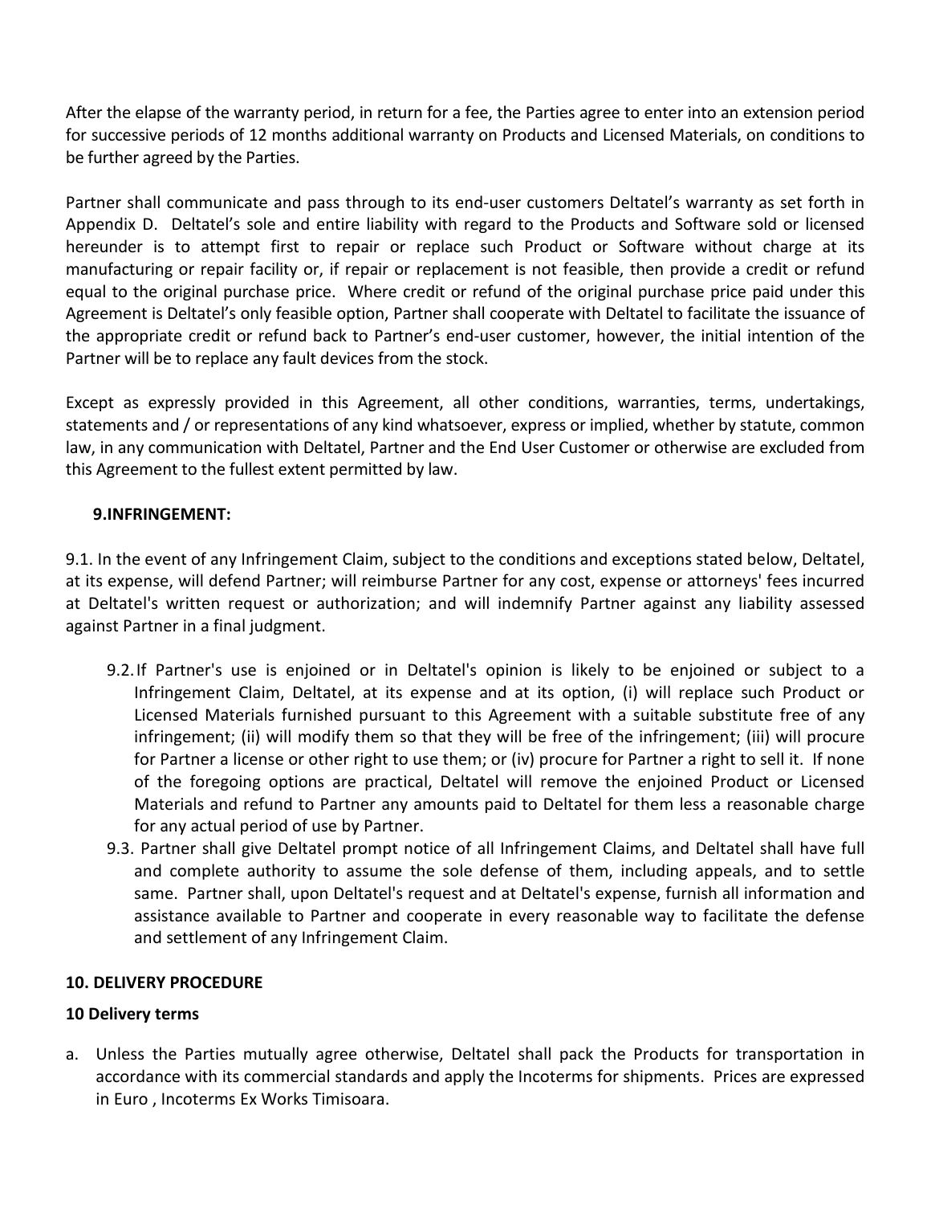After the elapse of the warranty period, in return for a fee, the Parties agree to enter into an extension period for successive periods of 12 months additional warranty on Products and Licensed Materials, on conditions to be further agreed by the Parties.

Partner shall communicate and pass through to its end-user customers Deltatel's warranty as set forth in Appendix D. Deltatel's sole and entire liability with regard to the Products and Software sold or licensed hereunder is to attempt first to repair or replace such Product or Software without charge at its manufacturing or repair facility or, if repair or replacement is not feasible, then provide a credit or refund equal to the original purchase price. Where credit or refund of the original purchase price paid under this Agreement is Deltatel's only feasible option, Partner shall cooperate with Deltatel to facilitate the issuance of the appropriate credit or refund back to Partner's end-user customer, however, the initial intention of the Partner will be to replace any fault devices from the stock.

Except as expressly provided in this Agreement, all other conditions, warranties, terms, undertakings, statements and / or representations of any kind whatsoever, express or implied, whether by statute, common law, in any communication with Deltatel, Partner and the End User Customer or otherwise are excluded from this Agreement to the fullest extent permitted by law.

**9.INFRINGEMENT:**

9.1. In the event of any Infringement Claim, subject to the conditions and exceptions stated below, Deltatel, at its expense, will defend Partner; will reimburse Partner for any cost, expense or attorneys' fees incurred at Deltatel's written request or authorization; and will indemnify Partner against any liability assessed against Partner in a final judgment.

9.2. If Partner's use is enjoined or in Deltatel's opinion is likely to be enjoined or subject to a Infringement Claim, Deltatel, at its expense and at its option, (i) will replace such Product or Licensed Materials furnished pursuant to this Agreement with a suitable substitute free of any infringement; (ii) will modify them so that they will be free of the infringement; (iii) will procure for Partner a license or other right to use them; or (iv) procure for Partner a right to sell it. If none of the foregoing options are practical, Deltatel will remove the enjoined Product or Licensed Materials and refund to Partner any amounts paid to Deltatel for them less a reasonable charge for any actual period of use by Partner.

9.3. Partner shall give Deltatel prompt notice of all Infringement Claims, and Deltatel shall have full and complete authority to assume the sole defense of them, including appeals, and to settle same. Partner shall, upon Deltatel's request and at Deltatel's expense, furnish all information and assistance available to Partner and cooperate in every reasonable way to facilitate the defense and settlement of any Infringement Claim.

**10. DELIVERY PROCEDURE**

**10 Delivery terms**

a. Unless the Parties mutually agree otherwise, Deltatel shall pack the Products for transportation in accordance with its commercial standards and apply the Incoterms for shipments. Prices are expressed in Euro , Incoterms Ex Works Timisoara.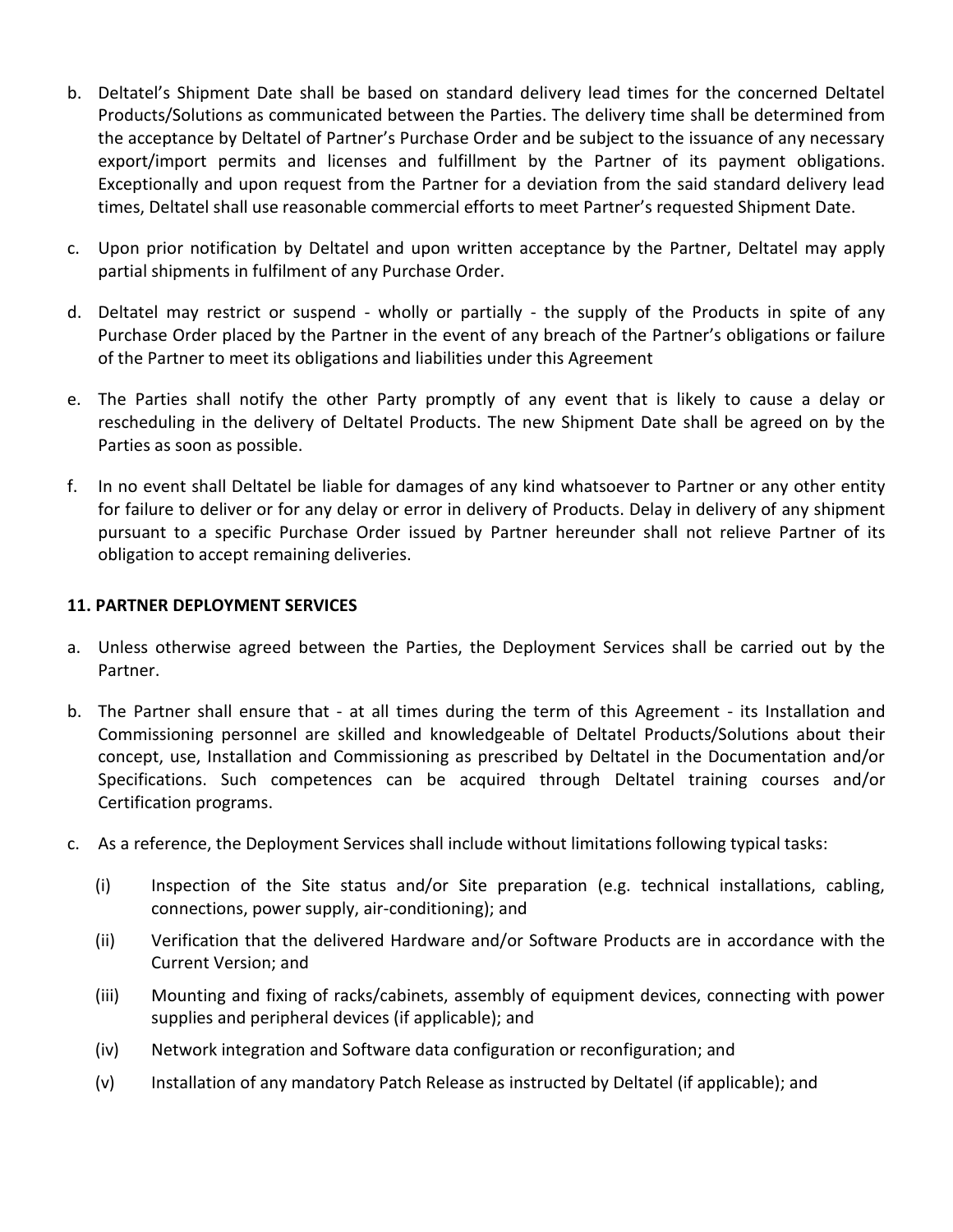b. Deltatel's Shipment Date shall be based on standard delivery lead times for the concerned Deltatel Products/Solutions as communicated between the Parties. The delivery time shall be determined from the acceptance by Deltatel of Partner's Purchase Order and be subject to the issuance of any necessary export/import permits and licenses and fulfillment by the Partner of its payment obligations. Exceptionally and upon request from the Partner for a deviation from the said standard delivery lead times, Deltatel shall use reasonable commercial efforts to meet Partner's requested Shipment Date.

c. Upon prior notification by Deltatel and upon written acceptance by the Partner, Deltatel may apply partial shipments in fulfilment of any Purchase Order.

d. Deltatel may restrict or suspend - wholly or partially - the supply of the Products in spite of any Purchase Order placed by the Partner in the event of any breach of the Partner's obligations or failure of the Partner to meet its obligations and liabilities under this Agreement

e. The Parties shall notify the other Party promptly of any event that is likely to cause a delay or rescheduling in the delivery of Deltatel Products. The new Shipment Date shall be agreed on by the Parties as soon as possible.

f. In no event shall Deltatel be liable for damages of any kind whatsoever to Partner or any other entity for failure to deliver or for any delay or error in delivery of Products. Delay in delivery of any shipment pursuant to a specific Purchase Order issued by Partner hereunder shall not relieve Partner of its obligation to accept remaining deliveries.

**11. PARTNER DEPLOYMENT SERVICES**

a. Unless otherwise agreed between the Parties, the Deployment Services shall be carried out by the Partner.

b. The Partner shall ensure that - at all times during the term of this Agreement - its Installation and Commissioning personnel are skilled and knowledgeable of Deltatel Products/Solutions about their concept, use, Installation and Commissioning as prescribed by Deltatel in the Documentation and/or Specifications. Such competences can be acquired through Deltatel training courses and/or Certification programs.

c. As a reference, the Deployment Services shall include without limitations following typical tasks:

   (i) Inspection of the Site status and/or Site preparation (e.g. technical installations, cabling, connections, power supply, air-conditioning); and

   (ii) Verification that the delivered Hardware and/or Software Products are in accordance with the Current Version; and

   (iii) Mounting and fixing of racks/cabinets, assembly of equipment devices, connecting with power supplies and peripheral devices (if applicable); and

   (iv) Network integration and Software data configuration or reconfiguration; and

   (v) Installation of any mandatory Patch Release as instructed by Deltatel (if applicable); and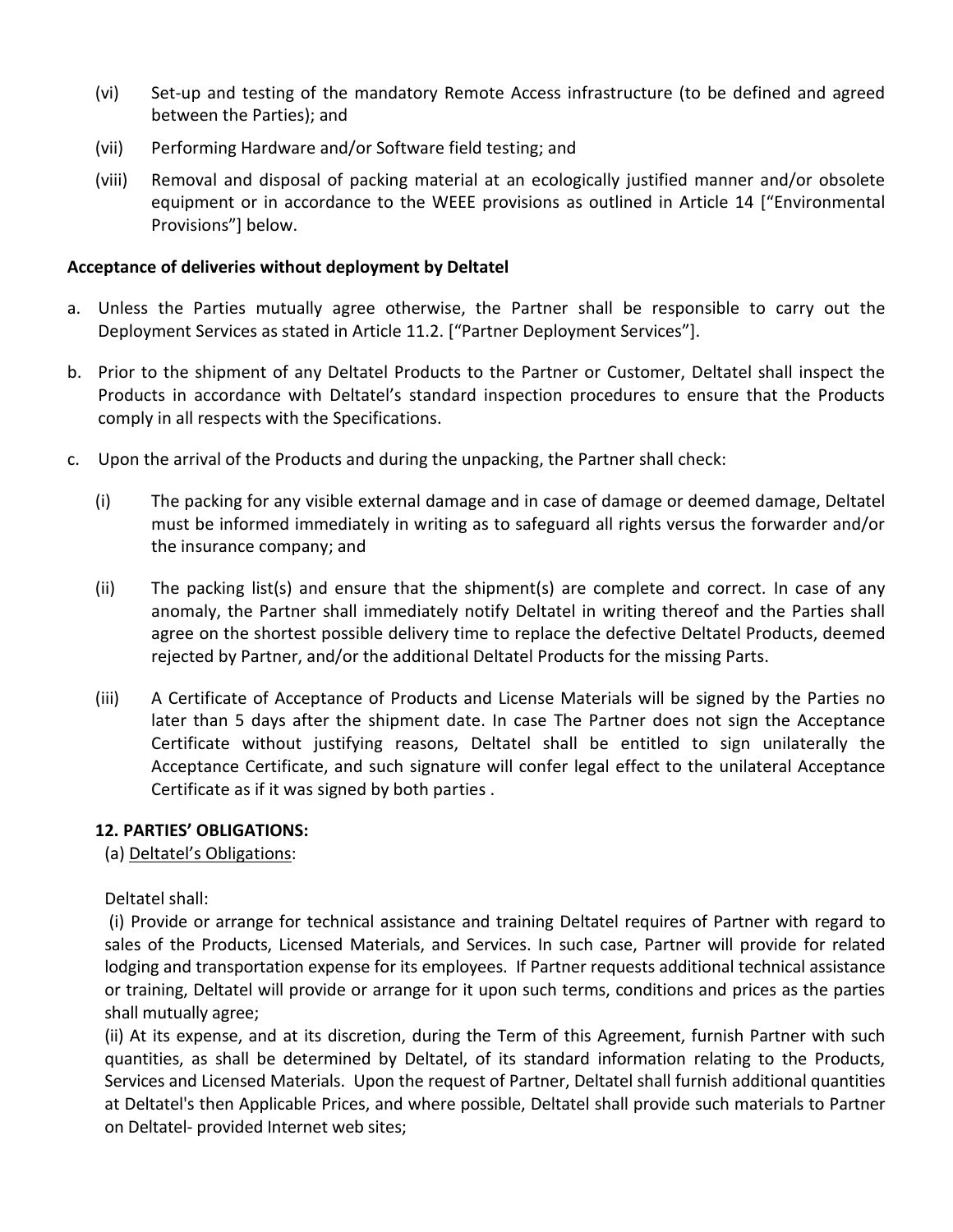(vi) Set-up and testing of the mandatory Remote Access infrastructure (to be defined and agreed between the Parties); and

(vii) Performing Hardware and/or Software field testing; and

(viii) Removal and disposal of packing material at an ecologically justified manner and/or obsolete equipment or in accordance to the WEEE provisions as outlined in Article 14 ["Environmental Provisions"] below.

**Acceptance of deliveries without deployment by Deltatel**

a. Unless the Parties mutually agree otherwise, the Partner shall be responsible to carry out the Deployment Services as stated in Article 11.2. ["Partner Deployment Services"].

b. Prior to the shipment of any Deltatel Products to the Partner or Customer, Deltatel shall inspect the Products in accordance with Deltatel's standard inspection procedures to ensure that the Products comply in all respects with the Specifications.

c. Upon the arrival of the Products and during the unpacking, the Partner shall check:

   (i) The packing for any visible external damage and in case of damage or deemed damage, Deltatel must be informed immediately in writing as to safeguard all rights versus the forwarder and/or the insurance company; and

   (ii) The packing list(s) and ensure that the shipment(s) are complete and correct. In case of any anomaly, the Partner shall immediately notify Deltatel in writing thereof and the Parties shall agree on the shortest possible delivery time to replace the defective Deltatel Products, deemed rejected by Partner, and/or the additional Deltatel Products for the missing Parts.

   (iii) A Certificate of Acceptance of Products and License Materials will be signed by the Parties no later than 5 days after the shipment date. In case The Partner does not sign the Acceptance Certificate without justifying reasons, Deltatel shall be entitled to sign unilaterally the Acceptance Certificate, and such signature will confer legal effect to the unilateral Acceptance Certificate as if it was signed by both parties .

**12. PARTIES' OBLIGATIONS:**

(a) Deltatel's Obligations:

Deltatel shall:

(i) Provide or arrange for technical assistance and training Deltatel requires of Partner with regard to sales of the Products, Licensed Materials, and Services. In such case, Partner will provide for related lodging and transportation expense for its employees. If Partner requests additional technical assistance or training, Deltatel will provide or arrange for it upon such terms, conditions and prices as the parties shall mutually agree;

(ii) At its expense, and at its discretion, during the Term of this Agreement, furnish Partner with such quantities, as shall be determined by Deltatel, of its standard information relating to the Products, Services and Licensed Materials. Upon the request of Partner, Deltatel shall furnish additional quantities at Deltatel's then Applicable Prices, and where possible, Deltatel shall provide such materials to Partner on Deltatel- provided Internet web sites;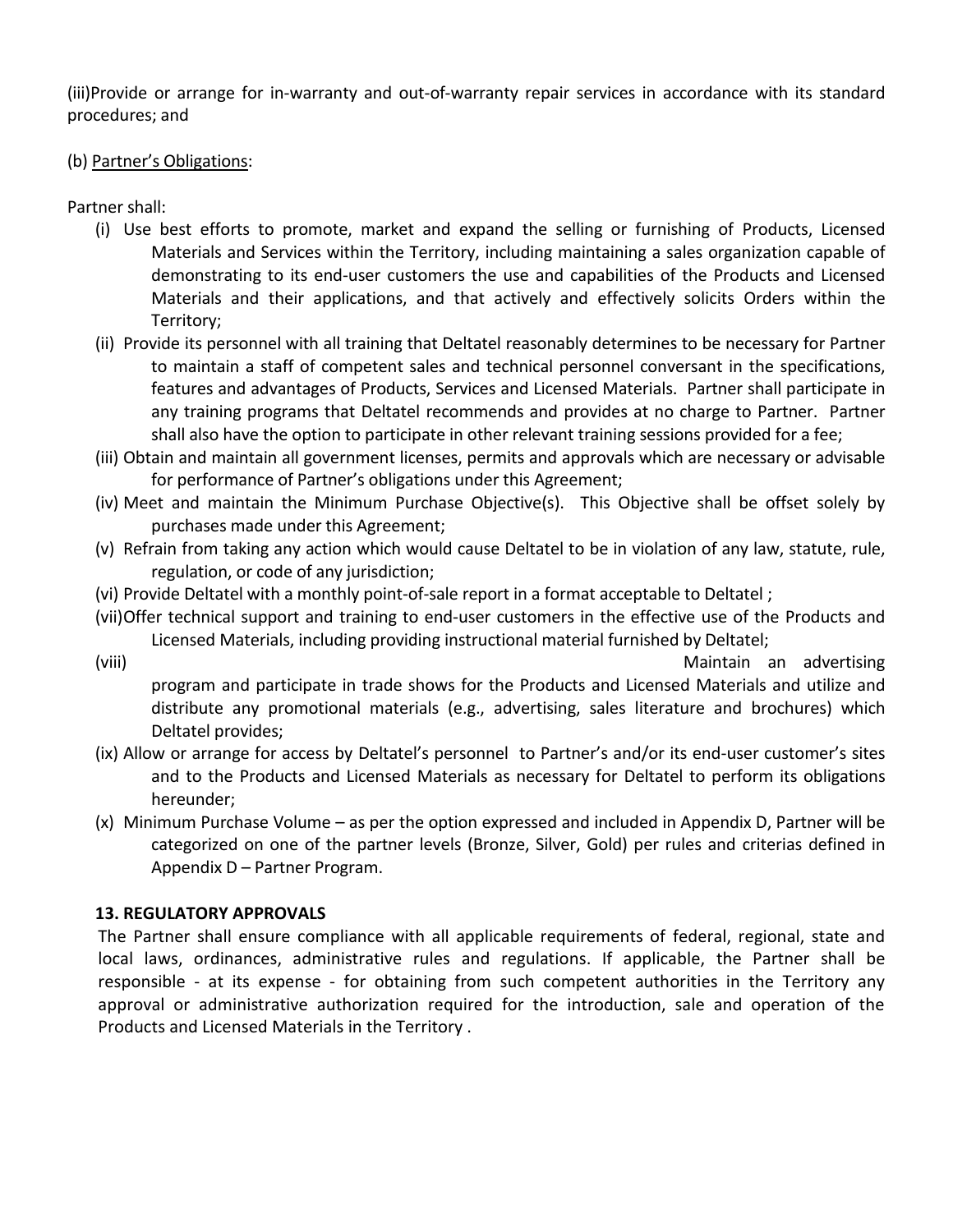(iii)Provide or arrange for in-warranty and out-of-warranty repair services in accordance with its standard procedures; and

(b) Partner's Obligations:

Partner shall:

(i) Use best efforts to promote, market and expand the selling or furnishing of Products, Licensed Materials and Services within the Territory, including maintaining a sales organization capable of demonstrating to its end-user customers the use and capabilities of the Products and Licensed Materials and their applications, and that actively and effectively solicits Orders within the Territory;

(ii) Provide its personnel with all training that Deltatel reasonably determines to be necessary for Partner to maintain a staff of competent sales and technical personnel conversant in the specifications, features and advantages of Products, Services and Licensed Materials. Partner shall participate in any training programs that Deltatel recommends and provides at no charge to Partner. Partner shall also have the option to participate in other relevant training sessions provided for a fee;

(iii) Obtain and maintain all government licenses, permits and approvals which are necessary or advisable for performance of Partner's obligations under this Agreement;

(iv) Meet and maintain the Minimum Purchase Objective(s). This Objective shall be offset solely by purchases made under this Agreement;

(v) Refrain from taking any action which would cause Deltatel to be in violation of any law, statute, rule, regulation, or code of any jurisdiction;

(vi) Provide Deltatel with a monthly point-of-sale report in a format acceptable to Deltatel ;

(vii)Offer technical support and training to end-user customers in the effective use of the Products and Licensed Materials, including providing instructional material furnished by Deltatel;

(viii) Maintain an advertising program and participate in trade shows for the Products and Licensed Materials and utilize and distribute any promotional materials (e.g., advertising, sales literature and brochures) which Deltatel provides;

(ix) Allow or arrange for access by Deltatel's personnel to Partner's and/or its end-user customer's sites and to the Products and Licensed Materials as necessary for Deltatel to perform its obligations hereunder;

(x) Minimum Purchase Volume – as per the option expressed and included in Appendix D, Partner will be categorized on one of the partner levels (Bronze, Silver, Gold) per rules and criterias defined in Appendix D – Partner Program.

**13. REGULATORY APPROVALS**

The Partner shall ensure compliance with all applicable requirements of federal, regional, state and local laws, ordinances, administrative rules and regulations. If applicable, the Partner shall be responsible - at its expense - for obtaining from such competent authorities in the Territory any approval or administrative authorization required for the introduction, sale and operation of the Products and Licensed Materials in the Territory .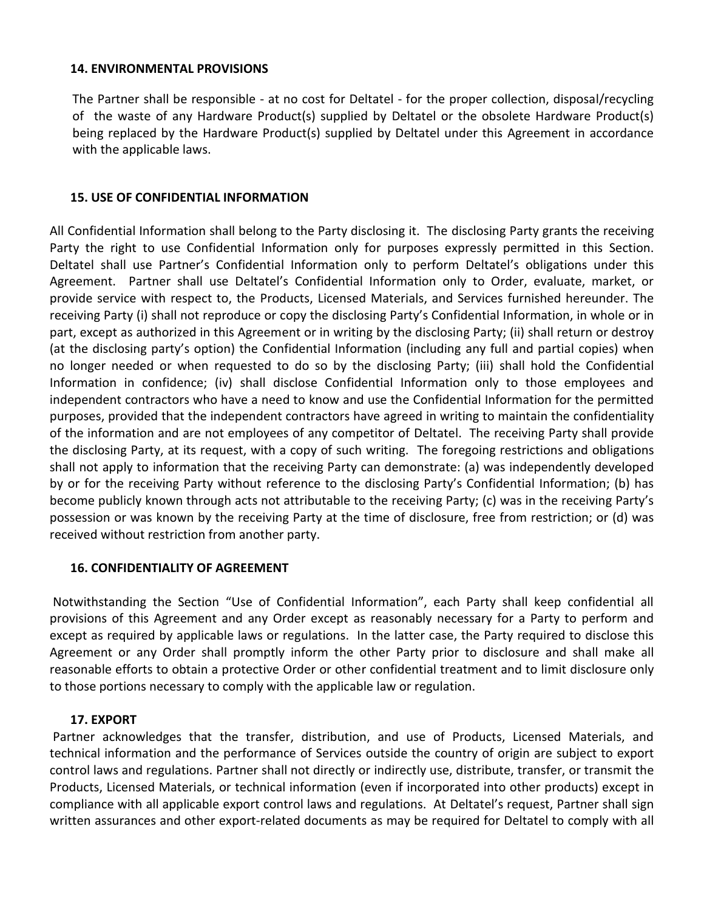### 14. ENVIRONMENTAL PROVISIONS

The Partner shall be responsible - at no cost for Deltatel - for the proper collection, disposal/recycling of the waste of any Hardware Product(s) supplied by Deltatel or the obsolete Hardware Product(s) being replaced by the Hardware Product(s) supplied by Deltatel under this Agreement in accordance with the applicable laws.

### 15. USE OF CONFIDENTIAL INFORMATION

All Confidential Information shall belong to the Party disclosing it. The disclosing Party grants the receiving Party the right to use Confidential Information only for purposes expressly permitted in this Section. Deltatel shall use Partner's Confidential Information only to perform Deltatel's obligations under this Agreement. Partner shall use Deltatel's Confidential Information only to Order, evaluate, market, or provide service with respect to, the Products, Licensed Materials, and Services furnished hereunder. The receiving Party (i) shall not reproduce or copy the disclosing Party's Confidential Information, in whole or in part, except as authorized in this Agreement or in writing by the disclosing Party; (ii) shall return or destroy (at the disclosing party's option) the Confidential Information (including any full and partial copies) when no longer needed or when requested to do so by the disclosing Party; (iii) shall hold the Confidential Information in confidence; (iv) shall disclose Confidential Information only to those employees and independent contractors who have a need to know and use the Confidential Information for the permitted purposes, provided that the independent contractors have agreed in writing to maintain the confidentiality of the information and are not employees of any competitor of Deltatel. The receiving Party shall provide the disclosing Party, at its request, with a copy of such writing. The foregoing restrictions and obligations shall not apply to information that the receiving Party can demonstrate: (a) was independently developed by or for the receiving Party without reference to the disclosing Party's Confidential Information; (b) has become publicly known through acts not attributable to the receiving Party; (c) was in the receiving Party's possession or was known by the receiving Party at the time of disclosure, free from restriction; or (d) was received without restriction from another party.

### 16. CONFIDENTIALITY OF AGREEMENT

Notwithstanding the Section "Use of Confidential Information", each Party shall keep confidential all provisions of this Agreement and any Order except as reasonably necessary for a Party to perform and except as required by applicable laws or regulations. In the latter case, the Party required to disclose this Agreement or any Order shall promptly inform the other Party prior to disclosure and shall make all reasonable efforts to obtain a protective Order or other confidential treatment and to limit disclosure only to those portions necessary to comply with the applicable law or regulation.

### 17. EXPORT

Partner acknowledges that the transfer, distribution, and use of Products, Licensed Materials, and technical information and the performance of Services outside the country of origin are subject to export control laws and regulations. Partner shall not directly or indirectly use, distribute, transfer, or transmit the Products, Licensed Materials, or technical information (even if incorporated into other products) except in compliance with all applicable export control laws and regulations. At Deltatel's request, Partner shall sign written assurances and other export-related documents as may be required for Deltatel to comply with all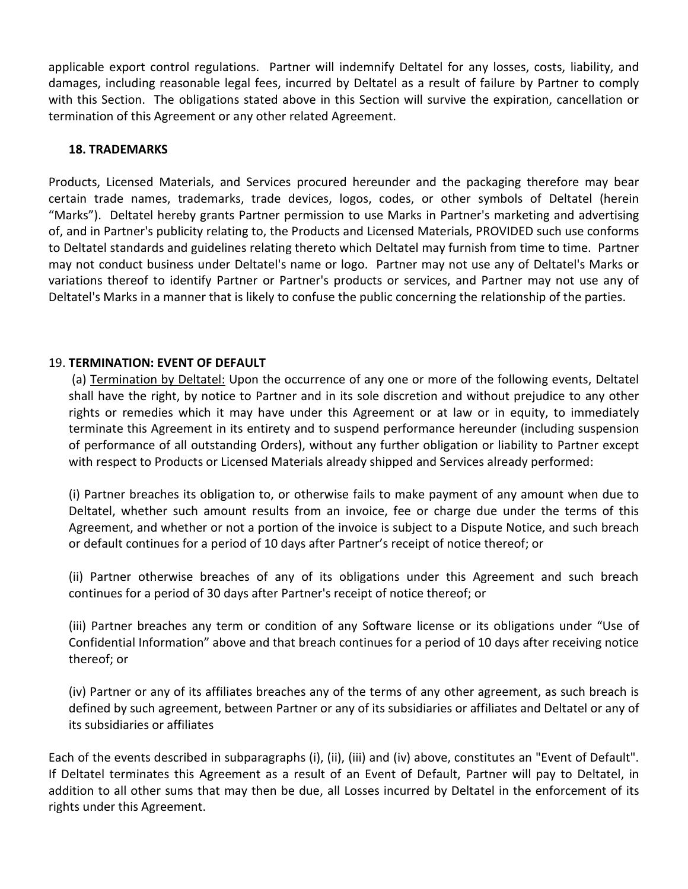applicable export control regulations. Partner will indemnify Deltatel for any losses, costs, liability, and damages, including reasonable legal fees, incurred by Deltatel as a result of failure by Partner to comply with this Section. The obligations stated above in this Section will survive the expiration, cancellation or termination of this Agreement or any other related Agreement.

## 18. TRADEMARKS

Products, Licensed Materials, and Services procured hereunder and the packaging therefore may bear certain trade names, trademarks, trade devices, logos, codes, or other symbols of Deltatel (herein "Marks"). Deltatel hereby grants Partner permission to use Marks in Partner's marketing and advertising of, and in Partner's publicity relating to, the Products and Licensed Materials, PROVIDED such use conforms to Deltatel standards and guidelines relating thereto which Deltatel may furnish from time to time. Partner may not conduct business under Deltatel's name or logo. Partner may not use any of Deltatel's Marks or variations thereof to identify Partner or Partner's products or services, and Partner may not use any of Deltatel's Marks in a manner that is likely to confuse the public concerning the relationship of the parties.

## 19. TERMINATION: EVENT OF DEFAULT

(a) Termination by Deltatel: Upon the occurrence of any one or more of the following events, Deltatel shall have the right, by notice to Partner and in its sole discretion and without prejudice to any other rights or remedies which it may have under this Agreement or at law or in equity, to immediately terminate this Agreement in its entirety and to suspend performance hereunder (including suspension of performance of all outstanding Orders), without any further obligation or liability to Partner except with respect to Products or Licensed Materials already shipped and Services already performed:

(i) Partner breaches its obligation to, or otherwise fails to make payment of any amount when due to Deltatel, whether such amount results from an invoice, fee or charge due under the terms of this Agreement, and whether or not a portion of the invoice is subject to a Dispute Notice, and such breach or default continues for a period of 10 days after Partner's receipt of notice thereof; or

(ii) Partner otherwise breaches of any of its obligations under this Agreement and such breach continues for a period of 30 days after Partner's receipt of notice thereof; or

(iii) Partner breaches any term or condition of any Software license or its obligations under "Use of Confidential Information" above and that breach continues for a period of 10 days after receiving notice thereof; or

(iv) Partner or any of its affiliates breaches any of the terms of any other agreement, as such breach is defined by such agreement, between Partner or any of its subsidiaries or affiliates and Deltatel or any of its subsidiaries or affiliates

Each of the events described in subparagraphs (i), (ii), (iii) and (iv) above, constitutes an "Event of Default". If Deltatel terminates this Agreement as a result of an Event of Default, Partner will pay to Deltatel, in addition to all other sums that may then be due, all Losses incurred by Deltatel in the enforcement of its rights under this Agreement.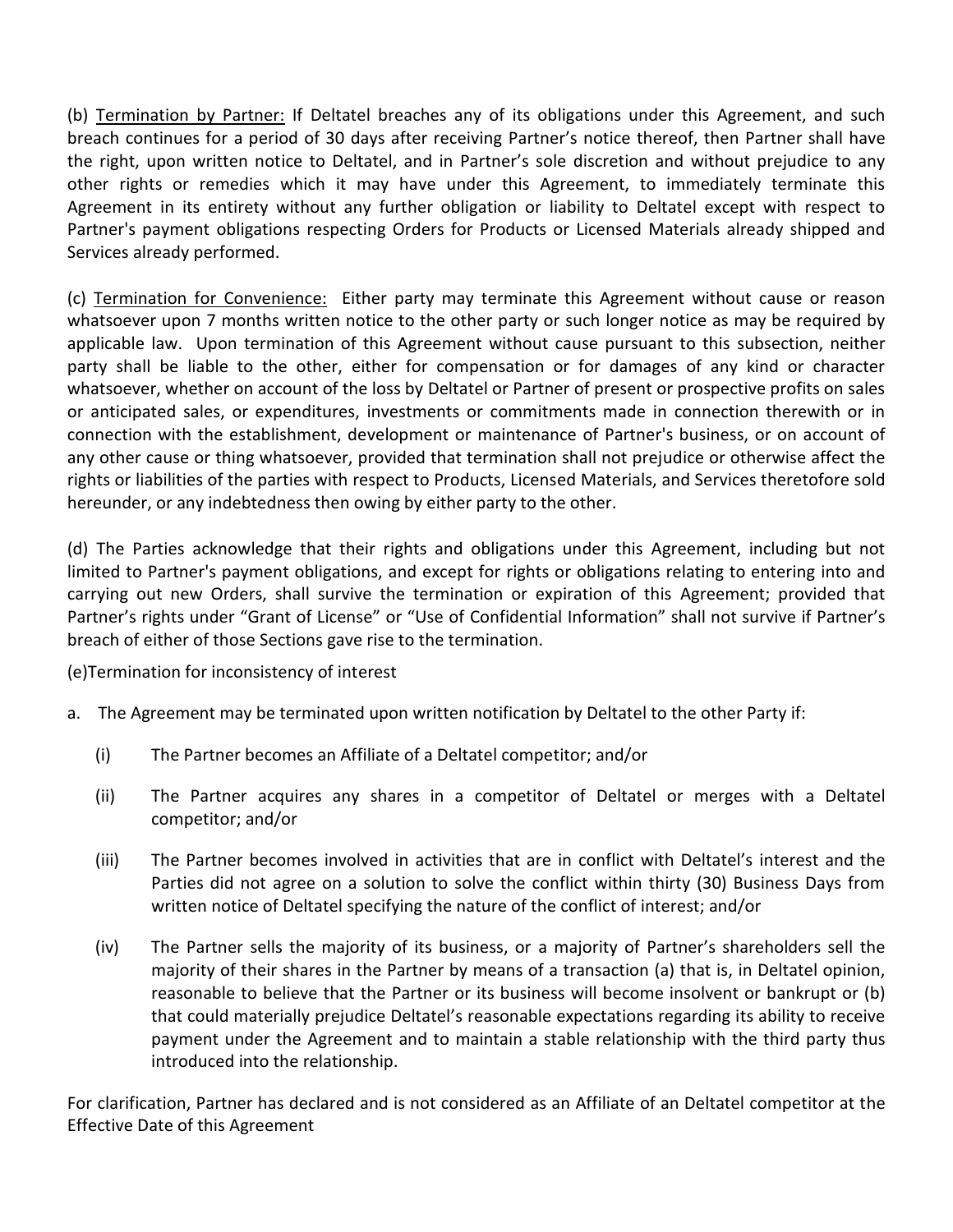(b) <u>Termination by Partner:</u> If Deltatel breaches any of its obligations under this Agreement, and such breach continues for a period of 30 days after receiving Partner's notice thereof, then Partner shall have the right, upon written notice to Deltatel, and in Partner's sole discretion and without prejudice to any other rights or remedies which it may have under this Agreement, to immediately terminate this Agreement in its entirety without any further obligation or liability to Deltatel except with respect to Partner's payment obligations respecting Orders for Products or Licensed Materials already shipped and Services already performed.

(c) <u>Termination for Convenience:</u> Either party may terminate this Agreement without cause or reason whatsoever upon 7 months written notice to the other party or such longer notice as may be required by applicable law. Upon termination of this Agreement without cause pursuant to this subsection, neither party shall be liable to the other, either for compensation or for damages of any kind or character whatsoever, whether on account of the loss by Deltatel or Partner of present or prospective profits on sales or anticipated sales, or expenditures, investments or commitments made in connection therewith or in connection with the establishment, development or maintenance of Partner's business, or on account of any other cause or thing whatsoever, provided that termination shall not prejudice or otherwise affect the rights or liabilities of the parties with respect to Products, Licensed Materials, and Services theretofore sold hereunder, or any indebtedness then owing by either party to the other.

(d) The Parties acknowledge that their rights and obligations under this Agreement, including but not limited to Partner's payment obligations, and except for rights or obligations relating to entering into and carrying out new Orders, shall survive the termination or expiration of this Agreement; provided that Partner's rights under "Grant of License" or "Use of Confidential Information" shall not survive if Partner's breach of either of those Sections gave rise to the termination.

(e)Termination for inconsistency of interest

a. The Agreement may be terminated upon written notification by Deltatel to the other Party if:

  (i) The Partner becomes an Affiliate of a Deltatel competitor; and/or

  (ii) The Partner acquires any shares in a competitor of Deltatel or merges with a Deltatel competitor; and/or

  (iii) The Partner becomes involved in activities that are in conflict with Deltatel's interest and the Parties did not agree on a solution to solve the conflict within thirty (30) Business Days from written notice of Deltatel specifying the nature of the conflict of interest; and/or

  (iv) The Partner sells the majority of its business, or a majority of Partner's shareholders sell the majority of their shares in the Partner by means of a transaction (a) that is, in Deltatel opinion, reasonable to believe that the Partner or its business will become insolvent or bankrupt or (b) that could materially prejudice Deltatel's reasonable expectations regarding its ability to receive payment under the Agreement and to maintain a stable relationship with the third party thus introduced into the relationship.

For clarification, Partner has declared and is not considered as an Affiliate of an Deltatel competitor at the Effective Date of this Agreement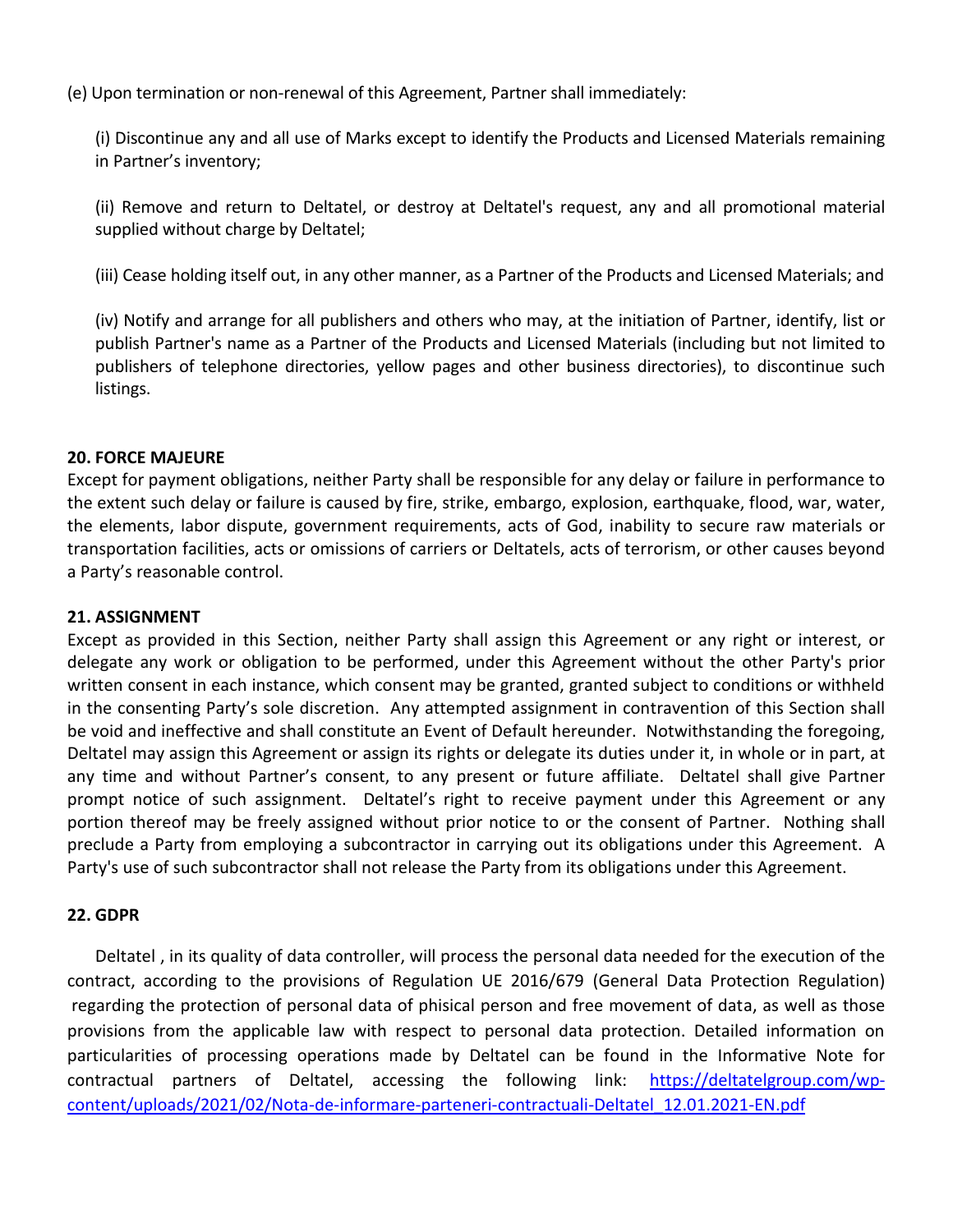(e) Upon termination or non-renewal of this Agreement, Partner shall immediately:

(i) Discontinue any and all use of Marks except to identify the Products and Licensed Materials remaining in Partner's inventory;

(ii) Remove and return to Deltatel, or destroy at Deltatel's request, any and all promotional material supplied without charge by Deltatel;

(iii) Cease holding itself out, in any other manner, as a Partner of the Products and Licensed Materials; and

(iv) Notify and arrange for all publishers and others who may, at the initiation of Partner, identify, list or publish Partner's name as a Partner of the Products and Licensed Materials (including but not limited to publishers of telephone directories, yellow pages and other business directories), to discontinue such listings.

**20. FORCE MAJEURE**

Except for payment obligations, neither Party shall be responsible for any delay or failure in performance to the extent such delay or failure is caused by fire, strike, embargo, explosion, earthquake, flood, war, water, the elements, labor dispute, government requirements, acts of God, inability to secure raw materials or transportation facilities, acts or omissions of carriers or Deltatels, acts of terrorism, or other causes beyond a Party's reasonable control.

**21. ASSIGNMENT**

Except as provided in this Section, neither Party shall assign this Agreement or any right or interest, or delegate any work or obligation to be performed, under this Agreement without the other Party's prior written consent in each instance, which consent may be granted, granted subject to conditions or withheld in the consenting Party's sole discretion. Any attempted assignment in contravention of this Section shall be void and ineffective and shall constitute an Event of Default hereunder. Notwithstanding the foregoing, Deltatel may assign this Agreement or assign its rights or delegate its duties under it, in whole or in part, at any time and without Partner's consent, to any present or future affiliate. Deltatel shall give Partner prompt notice of such assignment. Deltatel's right to receive payment under this Agreement or any portion thereof may be freely assigned without prior notice to or the consent of Partner. Nothing shall preclude a Party from employing a subcontractor in carrying out its obligations under this Agreement. A Party's use of such subcontractor shall not release the Party from its obligations under this Agreement.

**22. GDPR**

Deltatel , in its quality of data controller, will process the personal data needed for the execution of the contract, according to the provisions of Regulation UE 2016/679 (General Data Protection Regulation) regarding the protection of personal data of phisical person and free movement of data, as well as those provisions from the applicable law with respect to personal data protection. Detailed information on particularities of processing operations made by Deltatel can be found in the Informative Note for contractual partners of Deltatel, accessing the following link: [https://deltatelgroup.com/wp-content/uploads/2021/02/Nota-de-informare-parteneri-contractuali-Deltatel_12.01.2021-EN.pdf](https://deltatelgroup.com/wp-content/uploads/2021/02/Nota-de-informare-parteneri-contractuali-Deltatel_12.01.2021-EN.pdf)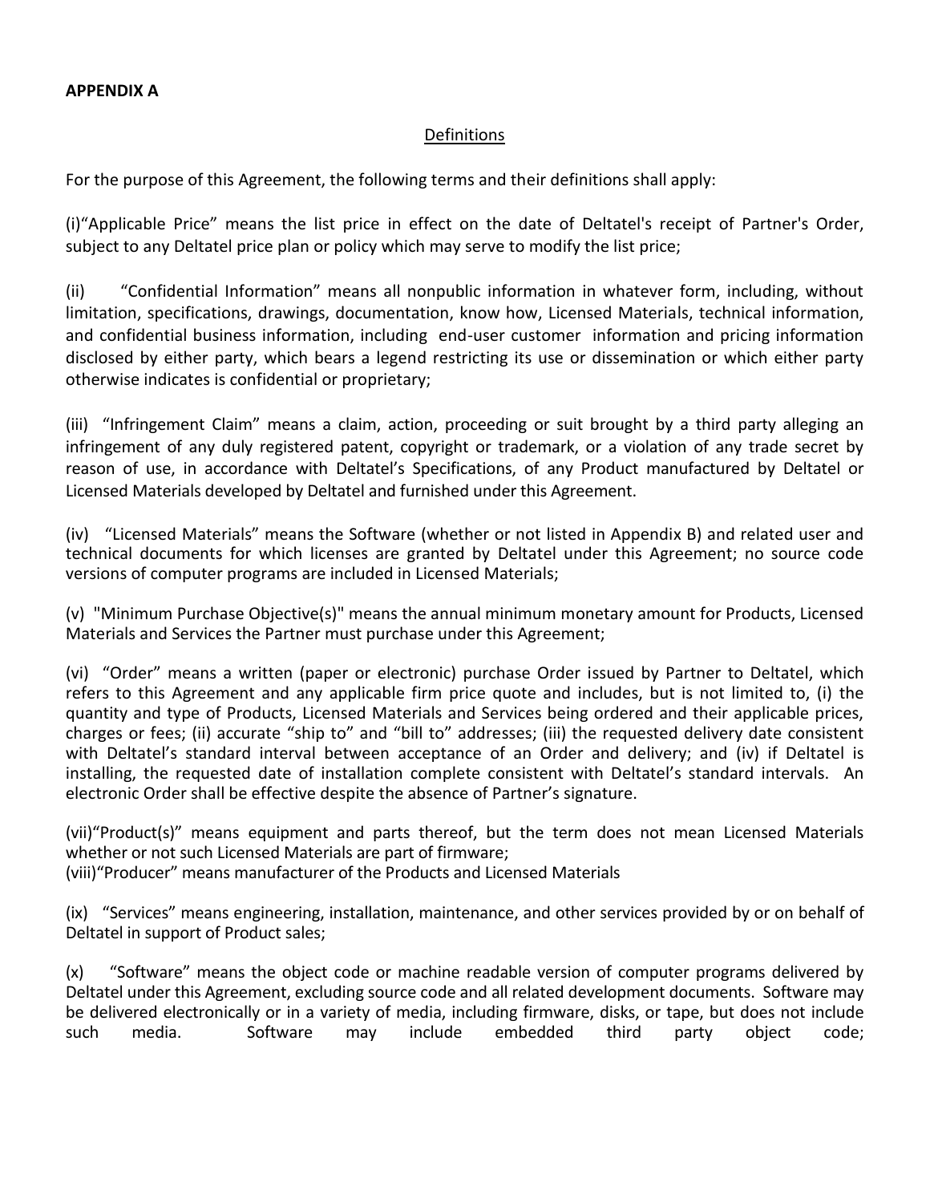**APPENDIX A**

Definitions

For the purpose of this Agreement, the following terms and their definitions shall apply:

(i)"Applicable Price" means the list price in effect on the date of Deltatel's receipt of Partner's Order, subject to any Deltatel price plan or policy which may serve to modify the list price;

(ii) "Confidential Information" means all nonpublic information in whatever form, including, without limitation, specifications, drawings, documentation, know how, Licensed Materials, technical information, and confidential business information, including end-user customer information and pricing information disclosed by either party, which bears a legend restricting its use or dissemination or which either party otherwise indicates is confidential or proprietary;

(iii) "Infringement Claim" means a claim, action, proceeding or suit brought by a third party alleging an infringement of any duly registered patent, copyright or trademark, or a violation of any trade secret by reason of use, in accordance with Deltatel's Specifications, of any Product manufactured by Deltatel or Licensed Materials developed by Deltatel and furnished under this Agreement.

(iv) "Licensed Materials" means the Software (whether or not listed in Appendix B) and related user and technical documents for which licenses are granted by Deltatel under this Agreement; no source code versions of computer programs are included in Licensed Materials;

(v) "Minimum Purchase Objective(s)" means the annual minimum monetary amount for Products, Licensed Materials and Services the Partner must purchase under this Agreement;

(vi) "Order" means a written (paper or electronic) purchase Order issued by Partner to Deltatel, which refers to this Agreement and any applicable firm price quote and includes, but is not limited to, (i) the quantity and type of Products, Licensed Materials and Services being ordered and their applicable prices, charges or fees; (ii) accurate "ship to" and "bill to" addresses; (iii) the requested delivery date consistent with Deltatel's standard interval between acceptance of an Order and delivery; and (iv) if Deltatel is installing, the requested date of installation complete consistent with Deltatel's standard intervals. An electronic Order shall be effective despite the absence of Partner's signature.

(vii)"Product(s)" means equipment and parts thereof, but the term does not mean Licensed Materials whether or not such Licensed Materials are part of firmware;

(viii)"Producer" means manufacturer of the Products and Licensed Materials

(ix) "Services" means engineering, installation, maintenance, and other services provided by or on behalf of Deltatel in support of Product sales;

(x) "Software" means the object code or machine readable version of computer programs delivered by Deltatel under this Agreement, excluding source code and all related development documents. Software may be delivered electronically or in a variety of media, including firmware, disks, or tape, but does not include such media. Software may include embedded third party object code;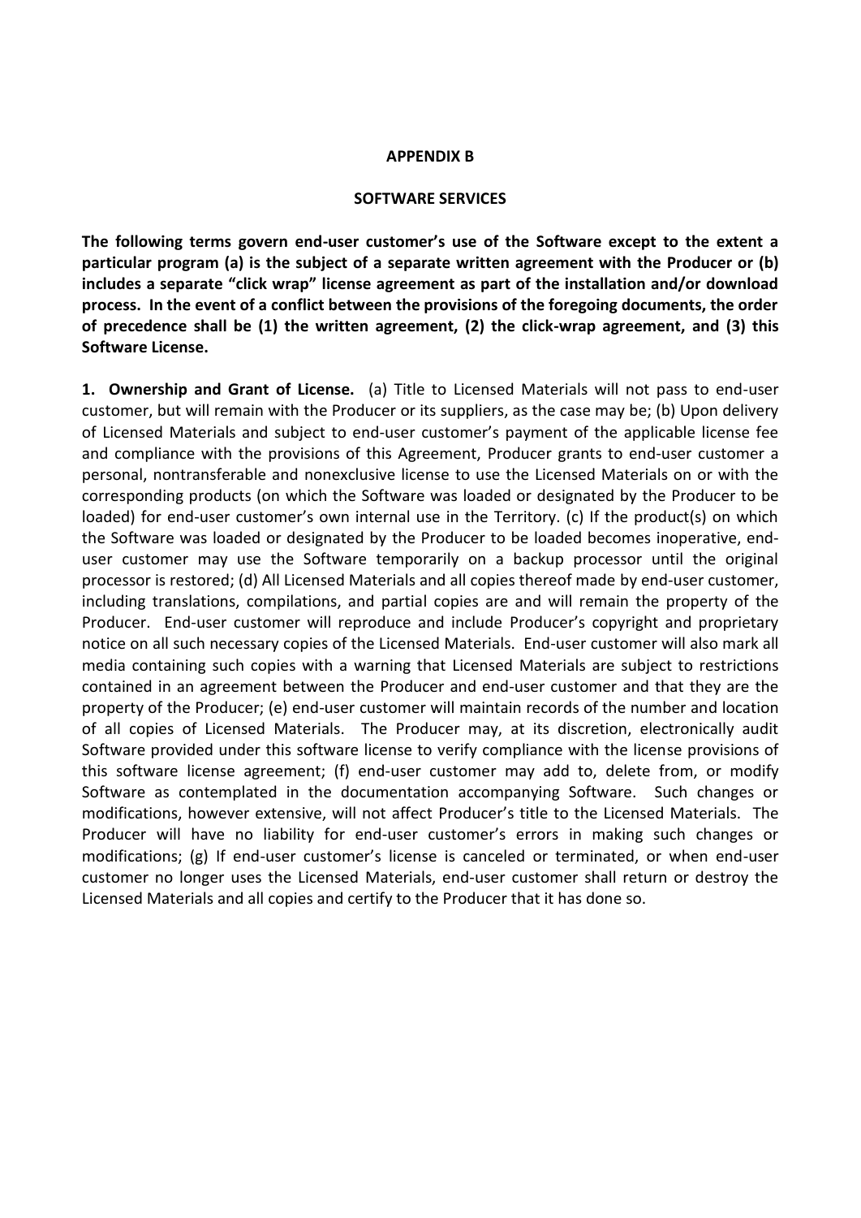**APPENDIX B**

**SOFTWARE SERVICES**

**The following terms govern end-user customer's use of the Software except to the extent a particular program (a) is the subject of a separate written agreement with the Producer or (b) includes a separate "click wrap" license agreement as part of the installation and/or download process. In the event of a conflict between the provisions of the foregoing documents, the order of precedence shall be (1) the written agreement, (2) the click-wrap agreement, and (3) this Software License.**

**1. Ownership and Grant of License.** (a) Title to Licensed Materials will not pass to end-user customer, but will remain with the Producer or its suppliers, as the case may be; (b) Upon delivery of Licensed Materials and subject to end-user customer's payment of the applicable license fee and compliance with the provisions of this Agreement, Producer grants to end-user customer a personal, nontransferable and nonexclusive license to use the Licensed Materials on or with the corresponding products (on which the Software was loaded or designated by the Producer to be loaded) for end-user customer's own internal use in the Territory. (c) If the product(s) on which the Software was loaded or designated by the Producer to be loaded becomes inoperative, end-user customer may use the Software temporarily on a backup processor until the original processor is restored; (d) All Licensed Materials and all copies thereof made by end-user customer, including translations, compilations, and partial copies are and will remain the property of the Producer. End-user customer will reproduce and include Producer's copyright and proprietary notice on all such necessary copies of the Licensed Materials. End-user customer will also mark all media containing such copies with a warning that Licensed Materials are subject to restrictions contained in an agreement between the Producer and end-user customer and that they are the property of the Producer; (e) end-user customer will maintain records of the number and location of all copies of Licensed Materials. The Producer may, at its discretion, electronically audit Software provided under this software license to verify compliance with the license provisions of this software license agreement; (f) end-user customer may add to, delete from, or modify Software as contemplated in the documentation accompanying Software. Such changes or modifications, however extensive, will not affect Producer's title to the Licensed Materials. The Producer will have no liability for end-user customer's errors in making such changes or modifications; (g) If end-user customer's license is canceled or terminated, or when end-user customer no longer uses the Licensed Materials, end-user customer shall return or destroy the Licensed Materials and all copies and certify to the Producer that it has done so.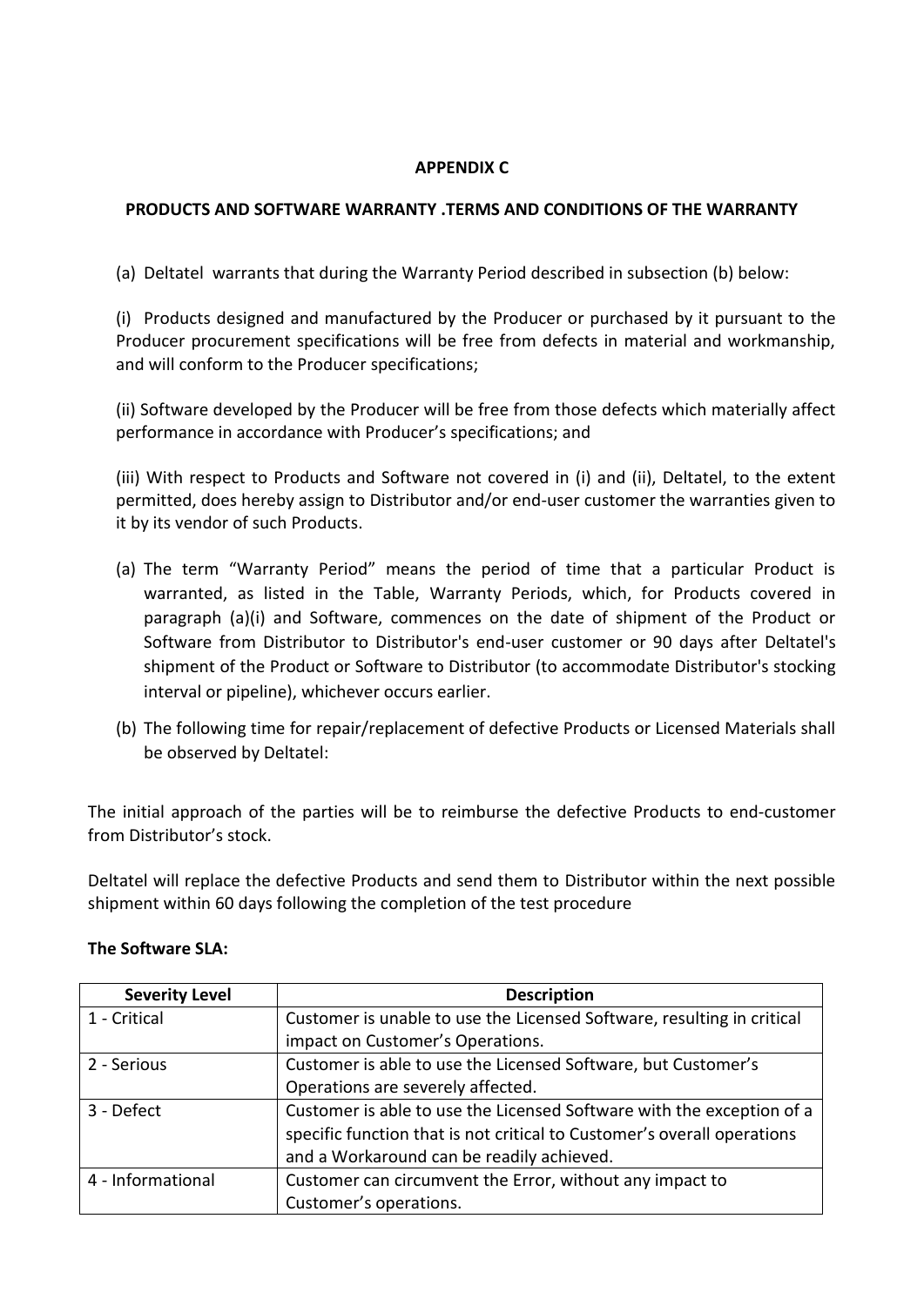**APPENDIX C**

**PRODUCTS AND SOFTWARE WARRANTY .TERMS AND CONDITIONS OF THE WARRANTY**

(a) Deltatel warrants that during the Warranty Period described in subsection (b) below:

(i) Products designed and manufactured by the Producer or purchased by it pursuant to the Producer procurement specifications will be free from defects in material and workmanship, and will conform to the Producer specifications;

(ii) Software developed by the Producer will be free from those defects which materially affect performance in accordance with Producer's specifications; and

(iii) With respect to Products and Software not covered in (i) and (ii), Deltatel, to the extent permitted, does hereby assign to Distributor and/or end-user customer the warranties given to it by its vendor of such Products.

(a) The term "Warranty Period" means the period of time that a particular Product is warranted, as listed in the Table, Warranty Periods, which, for Products covered in paragraph (a)(i) and Software, commences on the date of shipment of the Product or Software from Distributor to Distributor's end-user customer or 90 days after Deltatel's shipment of the Product or Software to Distributor (to accommodate Distributor's stocking interval or pipeline), whichever occurs earlier.

(b) The following time for repair/replacement of defective Products or Licensed Materials shall be observed by Deltatel:

The initial approach of the parties will be to reimburse the defective Products to end-customer from Distributor's stock.

Deltatel will replace the defective Products and send them to Distributor within the next possible shipment within 60 days following the completion of the test procedure

**The Software SLA:**

| Severity Level | Description |
|---|---|
| 1 - Critical | Customer is unable to use the Licensed Software, resulting in critical impact on Customer's Operations. |
| 2 - Serious | Customer is able to use the Licensed Software, but Customer's Operations are severely affected. |
| 3 - Defect | Customer is able to use the Licensed Software with the exception of a specific function that is not critical to Customer's overall operations and a Workaround can be readily achieved. |
| 4 - Informational | Customer can circumvent the Error, without any impact to Customer's operations. |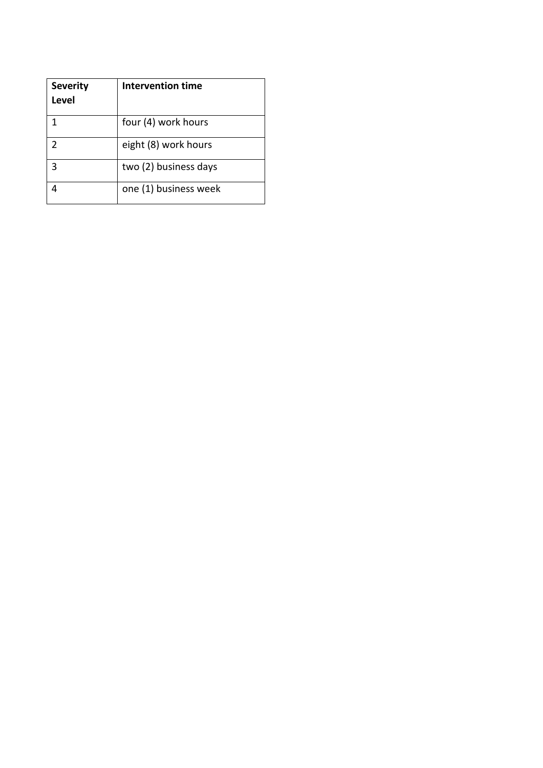| **Severity Level** | **Intervention time** |
| --- | --- |
| 1 | four (4) work hours |
| 2 | eight (8) work hours |
| 3 | two (2) business days |
| 4 | one (1) business week |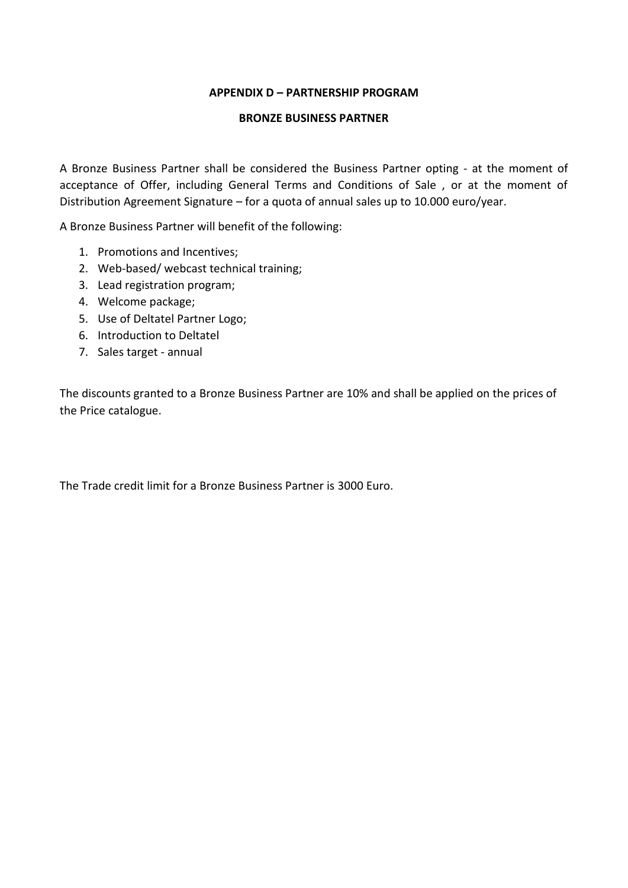**APPENDIX D – PARTNERSHIP PROGRAM**

**BRONZE BUSINESS PARTNER**

A Bronze Business Partner shall be considered the Business Partner opting - at the moment of acceptance of Offer, including General Terms and Conditions of Sale , or at the moment of Distribution Agreement Signature – for a quota of annual sales up to 10.000 euro/year.

A Bronze Business Partner will benefit of the following:

1. Promotions and Incentives;
2. Web-based/ webcast technical training;
3. Lead registration program;
4. Welcome package;
5. Use of Deltatel Partner Logo;
6. Introduction to Deltatel
7. Sales target - annual

The discounts granted to a Bronze Business Partner are 10% and shall be applied on the prices of the Price catalogue.

The Trade credit limit for a Bronze Business Partner is 3000 Euro.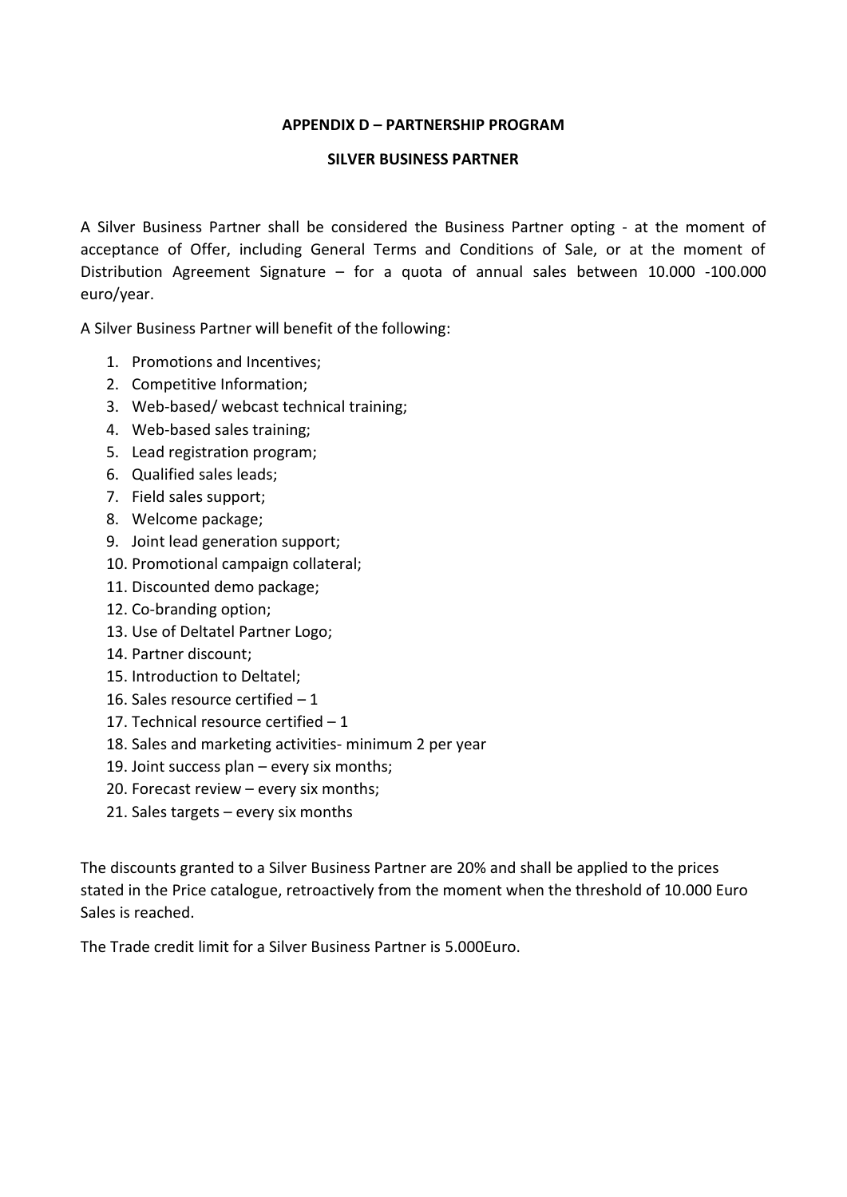## APPENDIX D – PARTNERSHIP PROGRAM

### SILVER BUSINESS PARTNER

A Silver Business Partner shall be considered the Business Partner opting - at the moment of acceptance of Offer, including General Terms and Conditions of Sale, or at the moment of Distribution Agreement Signature – for a quota of annual sales between 10.000 -100.000 euro/year.

A Silver Business Partner will benefit of the following:

1. Promotions and Incentives;
2. Competitive Information;
3. Web-based/ webcast technical training;
4. Web-based sales training;
5. Lead registration program;
6. Qualified sales leads;
7. Field sales support;
8. Welcome package;
9. Joint lead generation support;
10. Promotional campaign collateral;
11. Discounted demo package;
12. Co-branding option;
13. Use of Deltatel Partner Logo;
14. Partner discount;
15. Introduction to Deltatel;
16. Sales resource certified – 1
17. Technical resource certified – 1
18. Sales and marketing activities- minimum 2 per year
19. Joint success plan – every six months;
20. Forecast review – every six months;
21. Sales targets – every six months

The discounts granted to a Silver Business Partner are 20% and shall be applied to the prices stated in the Price catalogue, retroactively from the moment when the threshold of 10.000 Euro Sales is reached.

The Trade credit limit for a Silver Business Partner is 5.000Euro.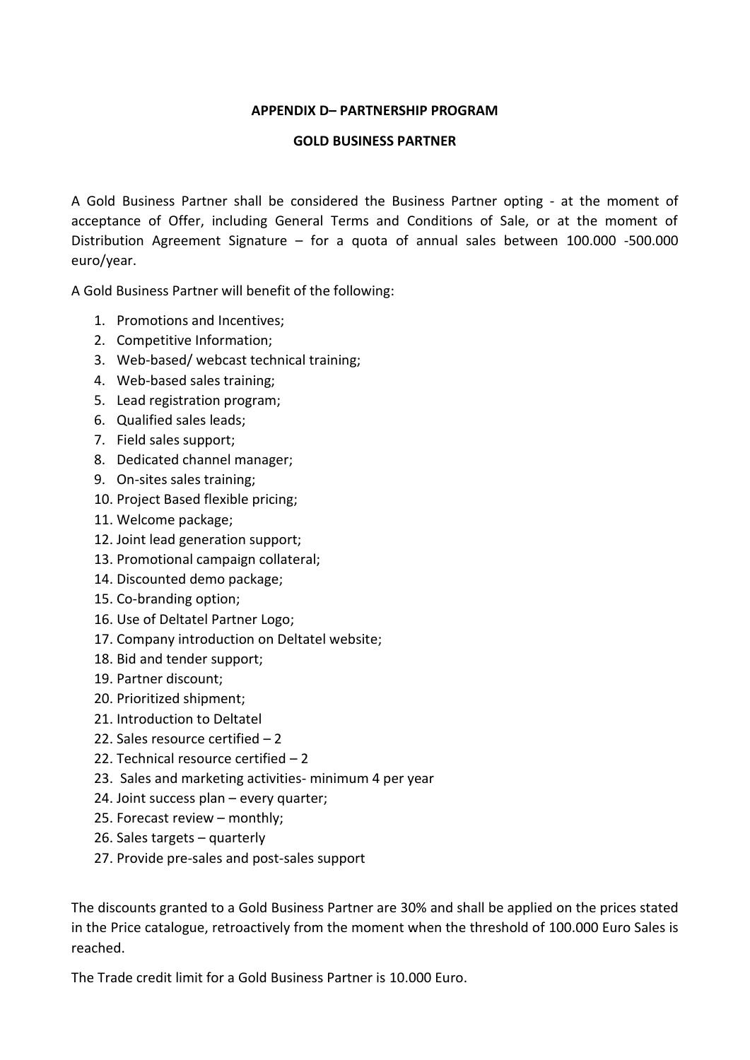**APPENDIX D– PARTNERSHIP PROGRAM**

**GOLD BUSINESS PARTNER**

A Gold Business Partner shall be considered the Business Partner opting - at the moment of acceptance of Offer, including General Terms and Conditions of Sale, or at the moment of Distribution Agreement Signature – for a quota of annual sales between 100.000 -500.000 euro/year.

A Gold Business Partner will benefit of the following:

1. Promotions and Incentives;
2. Competitive Information;
3. Web-based/ webcast technical training;
4. Web-based sales training;
5. Lead registration program;
6. Qualified sales leads;
7. Field sales support;
8. Dedicated channel manager;
9. On-sites sales training;
10. Project Based flexible pricing;
11. Welcome package;
12. Joint lead generation support;
13. Promotional campaign collateral;
14. Discounted demo package;
15. Co-branding option;
16. Use of Deltatel Partner Logo;
17. Company introduction on Deltatel website;
18. Bid and tender support;
19. Partner discount;
20. Prioritized shipment;
21. Introduction to Deltatel
22. Sales resource certified – 2
22. Technical resource certified – 2
23. Sales and marketing activities- minimum 4 per year
24. Joint success plan – every quarter;
25. Forecast review – monthly;
26. Sales targets – quarterly
27. Provide pre-sales and post-sales support

The discounts granted to a Gold Business Partner are 30% and shall be applied on the prices stated in the Price catalogue, retroactively from the moment when the threshold of 100.000 Euro Sales is reached.

The Trade credit limit for a Gold Business Partner is 10.000 Euro.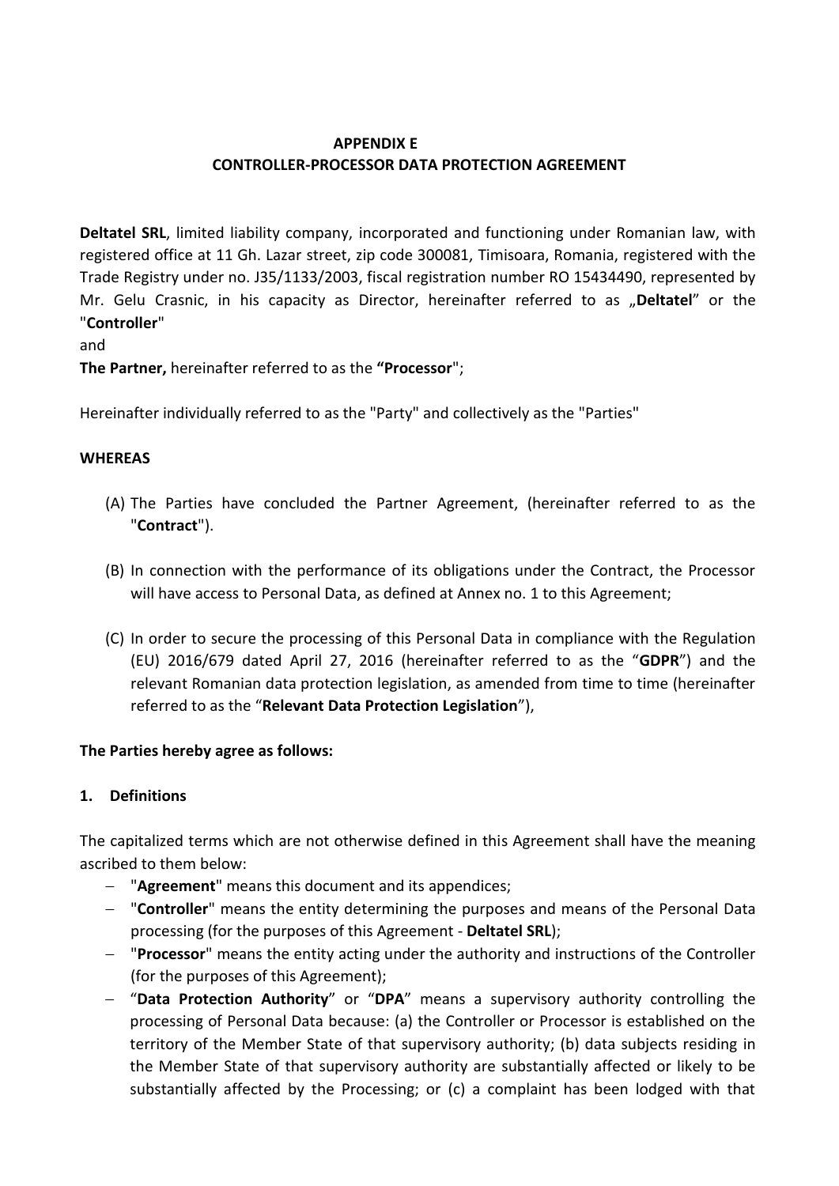# APPENDIX E
## CONTROLLER-PROCESSOR DATA PROTECTION AGREEMENT

**Deltatel SRL**, limited liability company, incorporated and functioning under Romanian law, with registered office at 11 Gh. Lazar street, zip code 300081, Timisoara, Romania, registered with the Trade Registry under no. J35/1133/2003, fiscal registration number RO 15434490, represented by Mr. Gelu Crasnic, in his capacity as Director, hereinafter referred to as „**Deltatel**" or the "**Controller**"

and

**The Partner,** hereinafter referred to as the **"Processor**";

Hereinafter individually referred to as the "Party" and collectively as the "Parties"

**WHEREAS**

(A) The Parties have concluded the Partner Agreement, (hereinafter referred to as the "**Contract**").

(B) In connection with the performance of its obligations under the Contract, the Processor will have access to Personal Data, as defined at Annex no. 1 to this Agreement;

(C) In order to secure the processing of this Personal Data in compliance with the Regulation (EU) 2016/679 dated April 27, 2016 (hereinafter referred to as the "**GDPR**") and the relevant Romanian data protection legislation, as amended from time to time (hereinafter referred to as the "**Relevant Data Protection Legislation**"),

**The Parties hereby agree as follows:**

**1. Definitions**

The capitalized terms which are not otherwise defined in this Agreement shall have the meaning ascribed to them below:

- "**Agreement**" means this document and its appendices;
- "**Controller**" means the entity determining the purposes and means of the Personal Data processing (for the purposes of this Agreement - **Deltatel SRL**);
- "**Processor**" means the entity acting under the authority and instructions of the Controller (for the purposes of this Agreement);
- "**Data Protection Authority**" or "**DPA**" means a supervisory authority controlling the processing of Personal Data because: (a) the Controller or Processor is established on the territory of the Member State of that supervisory authority; (b) data subjects residing in the Member State of that supervisory authority are substantially affected or likely to be substantially affected by the Processing; or (c) a complaint has been lodged with that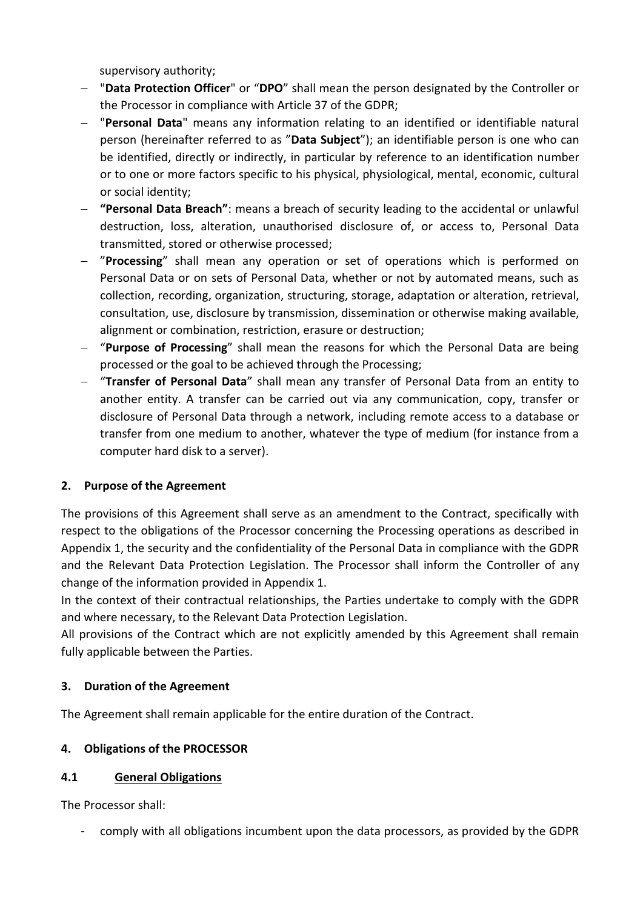supervisory authority;

- "**Data Protection Officer**" or "**DPO**" shall mean the person designated by the Controller or the Processor in compliance with Article 37 of the GDPR;
- "**Personal Data**" means any information relating to an identified or identifiable natural person (hereinafter referred to as "**Data Subject**"); an identifiable person is one who can be identified, directly or indirectly, in particular by reference to an identification number or to one or more factors specific to his physical, physiological, mental, economic, cultural or social identity;
- **"Personal Data Breach"**: means a breach of security leading to the accidental or unlawful destruction, loss, alteration, unauthorised disclosure of, or access to, Personal Data transmitted, stored or otherwise processed;
- "**Processing**" shall mean any operation or set of operations which is performed on Personal Data or on sets of Personal Data, whether or not by automated means, such as collection, recording, organization, structuring, storage, adaptation or alteration, retrieval, consultation, use, disclosure by transmission, dissemination or otherwise making available, alignment or combination, restriction, erasure or destruction;
- "**Purpose of Processing**" shall mean the reasons for which the Personal Data are being processed or the goal to be achieved through the Processing;
- "**Transfer of Personal Data**" shall mean any transfer of Personal Data from an entity to another entity. A transfer can be carried out via any communication, copy, transfer or disclosure of Personal Data through a network, including remote access to a database or transfer from one medium to another, whatever the type of medium (for instance from a computer hard disk to a server).

## 2. Purpose of the Agreement

The provisions of this Agreement shall serve as an amendment to the Contract, specifically with respect to the obligations of the Processor concerning the Processing operations as described in Appendix 1, the security and the confidentiality of the Personal Data in compliance with the GDPR and the Relevant Data Protection Legislation. The Processor shall inform the Controller of any change of the information provided in Appendix 1.

In the context of their contractual relationships, the Parties undertake to comply with the GDPR and where necessary, to the Relevant Data Protection Legislation.

All provisions of the Contract which are not explicitly amended by this Agreement shall remain fully applicable between the Parties.

## 3. Duration of the Agreement

The Agreement shall remain applicable for the entire duration of the Contract.

## 4. Obligations of the PROCESSOR

### 4.1 General Obligations

The Processor shall:

- comply with all obligations incumbent upon the data processors, as provided by the GDPR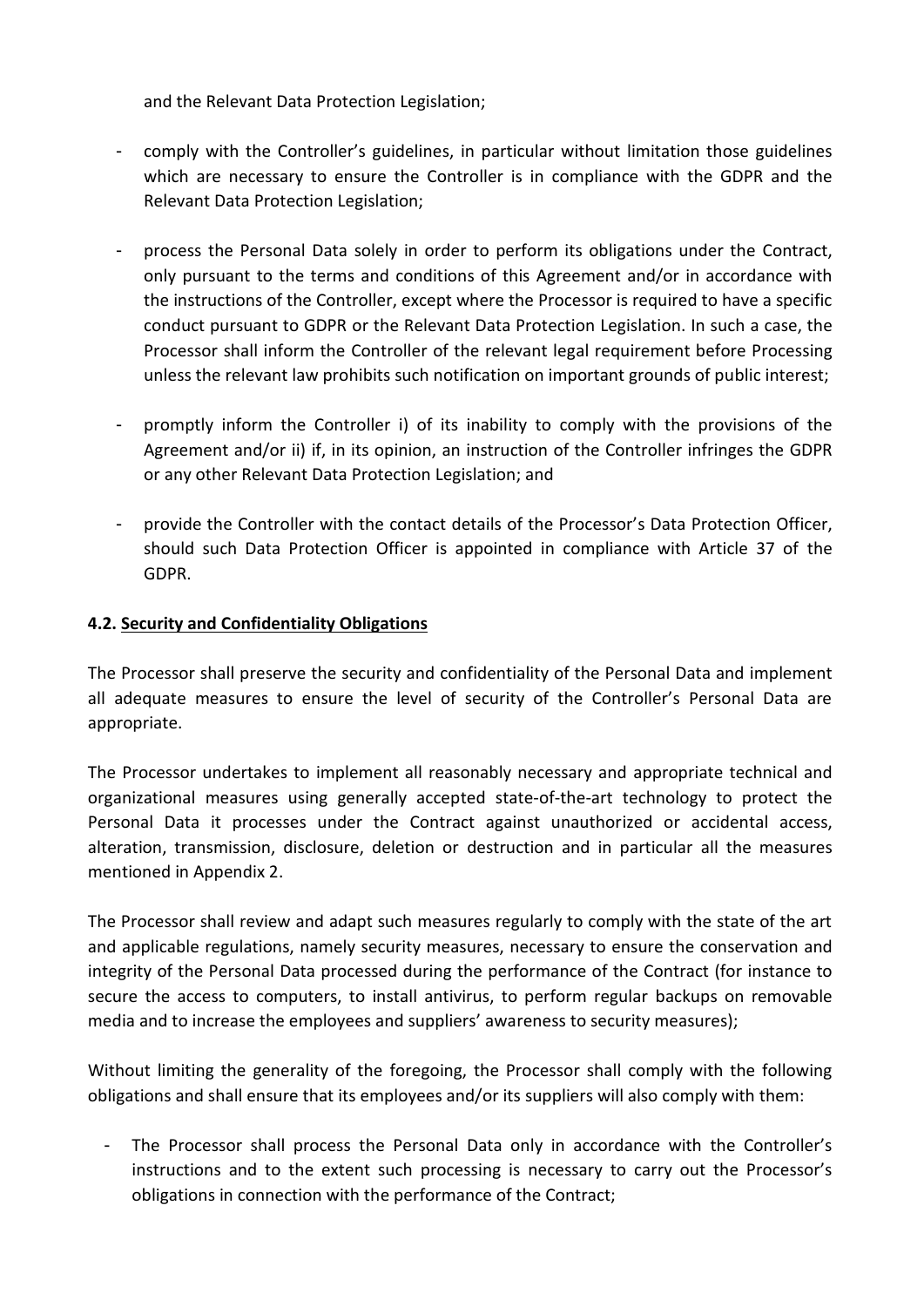and the Relevant Data Protection Legislation;

- comply with the Controller's guidelines, in particular without limitation those guidelines which are necessary to ensure the Controller is in compliance with the GDPR and the Relevant Data Protection Legislation;

- process the Personal Data solely in order to perform its obligations under the Contract, only pursuant to the terms and conditions of this Agreement and/or in accordance with the instructions of the Controller, except where the Processor is required to have a specific conduct pursuant to GDPR or the Relevant Data Protection Legislation. In such a case, the Processor shall inform the Controller of the relevant legal requirement before Processing unless the relevant law prohibits such notification on important grounds of public interest;

- promptly inform the Controller i) of its inability to comply with the provisions of the Agreement and/or ii) if, in its opinion, an instruction of the Controller infringes the GDPR or any other Relevant Data Protection Legislation; and

- provide the Controller with the contact details of the Processor's Data Protection Officer, should such Data Protection Officer is appointed in compliance with Article 37 of the GDPR.

**4.2. <u>Security and Confidentiality Obligations</u>**

The Processor shall preserve the security and confidentiality of the Personal Data and implement all adequate measures to ensure the level of security of the Controller's Personal Data are appropriate.

The Processor undertakes to implement all reasonably necessary and appropriate technical and organizational measures using generally accepted state-of-the-art technology to protect the Personal Data it processes under the Contract against unauthorized or accidental access, alteration, transmission, disclosure, deletion or destruction and in particular all the measures mentioned in Appendix 2.

The Processor shall review and adapt such measures regularly to comply with the state of the art and applicable regulations, namely security measures, necessary to ensure the conservation and integrity of the Personal Data processed during the performance of the Contract (for instance to secure the access to computers, to install antivirus, to perform regular backups on removable media and to increase the employees and suppliers' awareness to security measures);

Without limiting the generality of the foregoing, the Processor shall comply with the following obligations and shall ensure that its employees and/or its suppliers will also comply with them:

- The Processor shall process the Personal Data only in accordance with the Controller's instructions and to the extent such processing is necessary to carry out the Processor's obligations in connection with the performance of the Contract;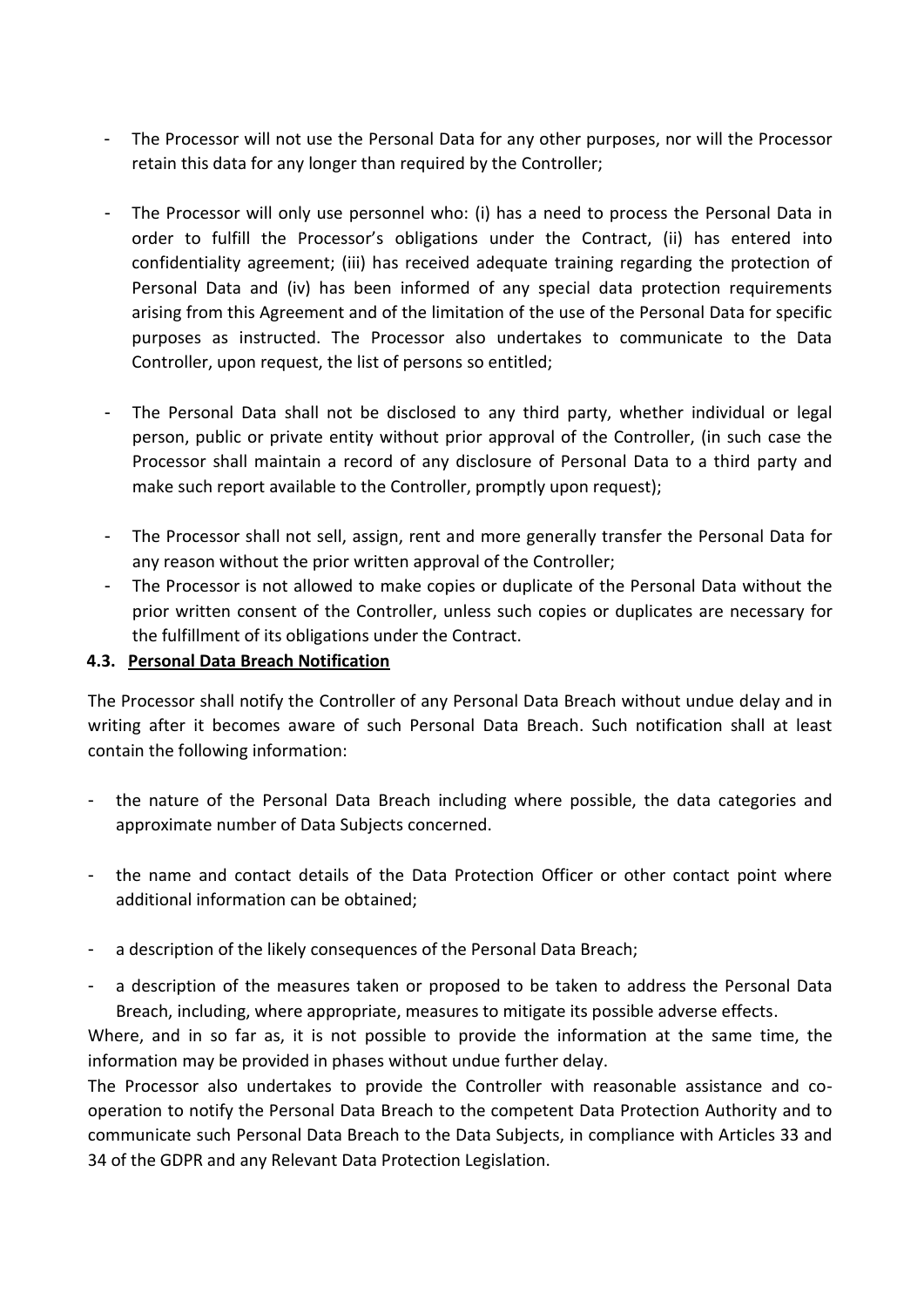- The Processor will not use the Personal Data for any other purposes, nor will the Processor retain this data for any longer than required by the Controller;
- The Processor will only use personnel who: (i) has a need to process the Personal Data in order to fulfill the Processor's obligations under the Contract, (ii) has entered into confidentiality agreement; (iii) has received adequate training regarding the protection of Personal Data and (iv) has been informed of any special data protection requirements arising from this Agreement and of the limitation of the use of the Personal Data for specific purposes as instructed. The Processor also undertakes to communicate to the Data Controller, upon request, the list of persons so entitled;
- The Personal Data shall not be disclosed to any third party, whether individual or legal person, public or private entity without prior approval of the Controller, (in such case the Processor shall maintain a record of any disclosure of Personal Data to a third party and make such report available to the Controller, promptly upon request);
- The Processor shall not sell, assign, rent and more generally transfer the Personal Data for any reason without the prior written approval of the Controller;
- The Processor is not allowed to make copies or duplicate of the Personal Data without the prior written consent of the Controller, unless such copies or duplicates are necessary for the fulfillment of its obligations under the Contract.

### 4.3. Personal Data Breach Notification

The Processor shall notify the Controller of any Personal Data Breach without undue delay and in writing after it becomes aware of such Personal Data Breach. Such notification shall at least contain the following information:

- the nature of the Personal Data Breach including where possible, the data categories and approximate number of Data Subjects concerned.
- the name and contact details of the Data Protection Officer or other contact point where additional information can be obtained;
- a description of the likely consequences of the Personal Data Breach;
- a description of the measures taken or proposed to be taken to address the Personal Data Breach, including, where appropriate, measures to mitigate its possible adverse effects.

Where, and in so far as, it is not possible to provide the information at the same time, the information may be provided in phases without undue further delay.

The Processor also undertakes to provide the Controller with reasonable assistance and co-operation to notify the Personal Data Breach to the competent Data Protection Authority and to communicate such Personal Data Breach to the Data Subjects, in compliance with Articles 33 and 34 of the GDPR and any Relevant Data Protection Legislation.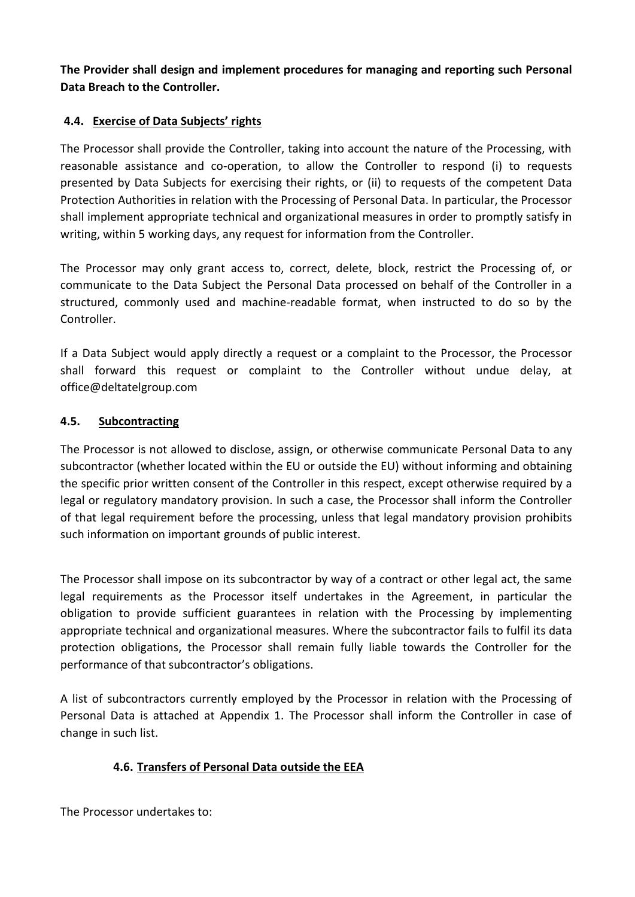**The Provider shall design and implement procedures for managing and reporting such Personal Data Breach to the Controller.**

### 4.4. Exercise of Data Subjects' rights

The Processor shall provide the Controller, taking into account the nature of the Processing, with reasonable assistance and co-operation, to allow the Controller to respond (i) to requests presented by Data Subjects for exercising their rights, or (ii) to requests of the competent Data Protection Authorities in relation with the Processing of Personal Data. In particular, the Processor shall implement appropriate technical and organizational measures in order to promptly satisfy in writing, within 5 working days, any request for information from the Controller.

The Processor may only grant access to, correct, delete, block, restrict the Processing of, or communicate to the Data Subject the Personal Data processed on behalf of the Controller in a structured, commonly used and machine-readable format, when instructed to do so by the Controller.

If a Data Subject would apply directly a request or a complaint to the Processor, the Processor shall forward this request or complaint to the Controller without undue delay, at office@deltatelgroup.com

### 4.5. Subcontracting

The Processor is not allowed to disclose, assign, or otherwise communicate Personal Data to any subcontractor (whether located within the EU or outside the EU) without informing and obtaining the specific prior written consent of the Controller in this respect, except otherwise required by a legal or regulatory mandatory provision. In such a case, the Processor shall inform the Controller of that legal requirement before the processing, unless that legal mandatory provision prohibits such information on important grounds of public interest.

The Processor shall impose on its subcontractor by way of a contract or other legal act, the same legal requirements as the Processor itself undertakes in the Agreement, in particular the obligation to provide sufficient guarantees in relation with the Processing by implementing appropriate technical and organizational measures. Where the subcontractor fails to fulfil its data protection obligations, the Processor shall remain fully liable towards the Controller for the performance of that subcontractor's obligations.

A list of subcontractors currently employed by the Processor in relation with the Processing of Personal Data is attached at Appendix 1. The Processor shall inform the Controller in case of change in such list.

### 4.6. Transfers of Personal Data outside the EEA

The Processor undertakes to: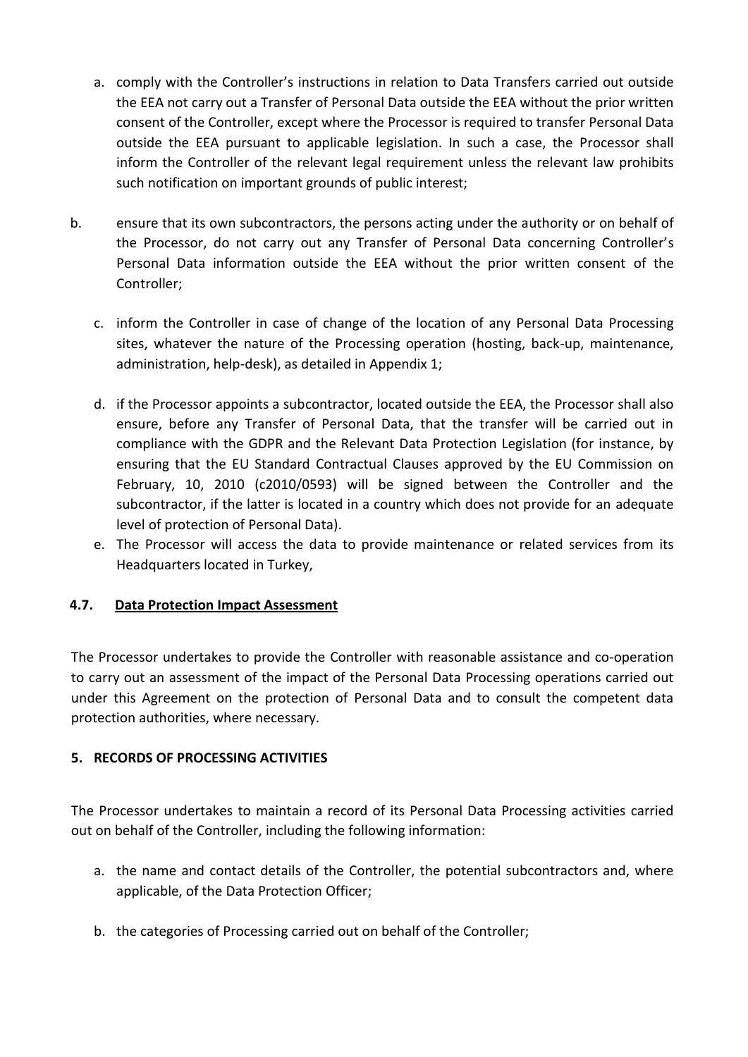a. comply with the Controller's instructions in relation to Data Transfers carried out outside the EEA not carry out a Transfer of Personal Data outside the EEA without the prior written consent of the Controller, except where the Processor is required to transfer Personal Data outside the EEA pursuant to applicable legislation. In such a case, the Processor shall inform the Controller of the relevant legal requirement unless the relevant law prohibits such notification on important grounds of public interest;

b. ensure that its own subcontractors, the persons acting under the authority or on behalf of the Processor, do not carry out any Transfer of Personal Data concerning Controller's Personal Data information outside the EEA without the prior written consent of the Controller;

c. inform the Controller in case of change of the location of any Personal Data Processing sites, whatever the nature of the Processing operation (hosting, back-up, maintenance, administration, help-desk), as detailed in Appendix 1;

d. if the Processor appoints a subcontractor, located outside the EEA, the Processor shall also ensure, before any Transfer of Personal Data, that the transfer will be carried out in compliance with the GDPR and the Relevant Data Protection Legislation (for instance, by ensuring that the EU Standard Contractual Clauses approved by the EU Commission on February, 10, 2010 (c2010/0593) will be signed between the Controller and the subcontractor, if the latter is located in a country which does not provide for an adequate level of protection of Personal Data).

e. The Processor will access the data to provide maintenance or related services from its Headquarters located in Turkey,

**4.7. Data Protection Impact Assessment**

The Processor undertakes to provide the Controller with reasonable assistance and co-operation to carry out an assessment of the impact of the Personal Data Processing operations carried out under this Agreement on the protection of Personal Data and to consult the competent data protection authorities, where necessary.

## 5. RECORDS OF PROCESSING ACTIVITIES

The Processor undertakes to maintain a record of its Personal Data Processing activities carried out on behalf of the Controller, including the following information:

a. the name and contact details of the Controller, the potential subcontractors and, where applicable, of the Data Protection Officer;

b. the categories of Processing carried out on behalf of the Controller;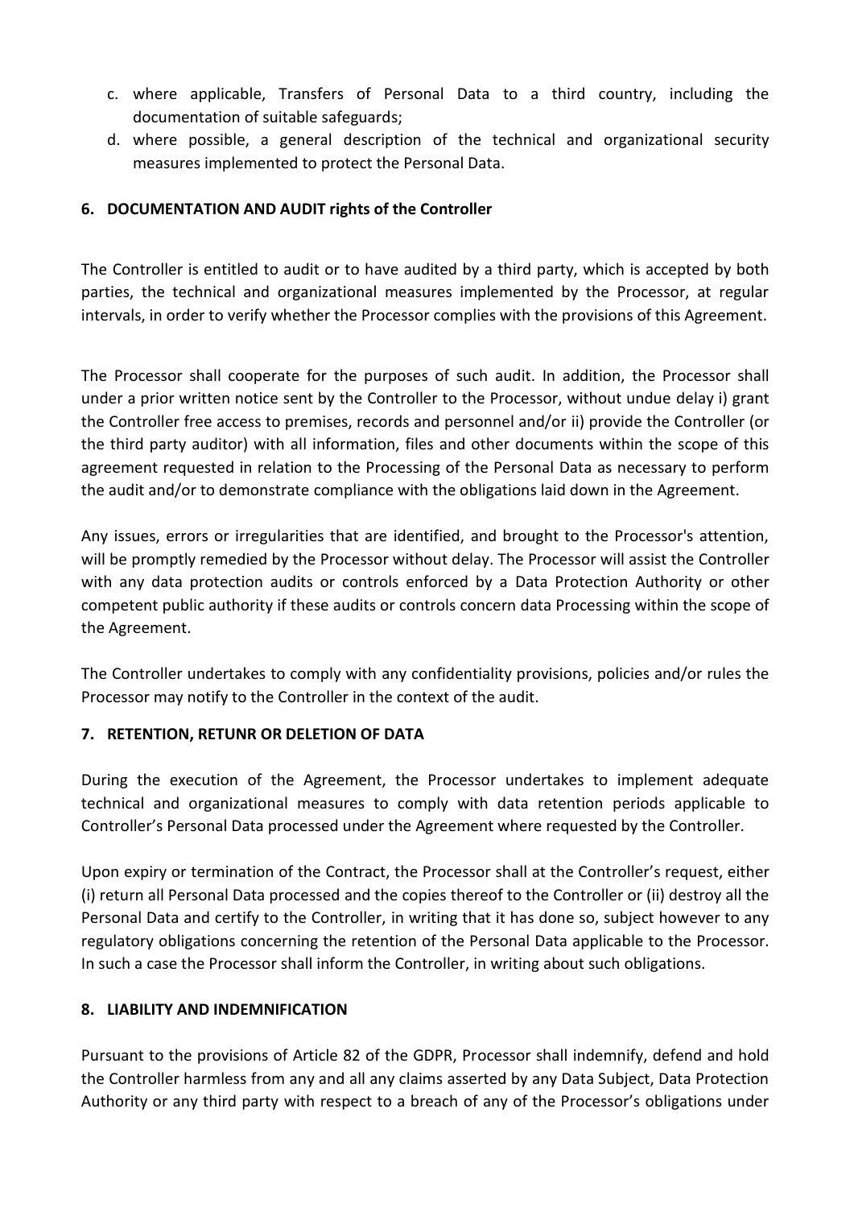c. where applicable, Transfers of Personal Data to a third country, including the documentation of suitable safeguards;
d. where possible, a general description of the technical and organizational security measures implemented to protect the Personal Data.

## 6. DOCUMENTATION AND AUDIT rights of the Controller

The Controller is entitled to audit or to have audited by a third party, which is accepted by both parties, the technical and organizational measures implemented by the Processor, at regular intervals, in order to verify whether the Processor complies with the provisions of this Agreement.

The Processor shall cooperate for the purposes of such audit. In addition, the Processor shall under a prior written notice sent by the Controller to the Processor, without undue delay i) grant the Controller free access to premises, records and personnel and/or ii) provide the Controller (or the third party auditor) with all information, files and other documents within the scope of this agreement requested in relation to the Processing of the Personal Data as necessary to perform the audit and/or to demonstrate compliance with the obligations laid down in the Agreement.

Any issues, errors or irregularities that are identified, and brought to the Processor's attention, will be promptly remedied by the Processor without delay. The Processor will assist the Controller with any data protection audits or controls enforced by a Data Protection Authority or other competent public authority if these audits or controls concern data Processing within the scope of the Agreement.

The Controller undertakes to comply with any confidentiality provisions, policies and/or rules the Processor may notify to the Controller in the context of the audit.

## 7. RETENTION, RETUNR OR DELETION OF DATA

During the execution of the Agreement, the Processor undertakes to implement adequate technical and organizational measures to comply with data retention periods applicable to Controller's Personal Data processed under the Agreement where requested by the Controller.

Upon expiry or termination of the Contract, the Processor shall at the Controller's request, either (i) return all Personal Data processed and the copies thereof to the Controller or (ii) destroy all the Personal Data and certify to the Controller, in writing that it has done so, subject however to any regulatory obligations concerning the retention of the Personal Data applicable to the Processor. In such a case the Processor shall inform the Controller, in writing about such obligations.

## 8. LIABILITY AND INDEMNIFICATION

Pursuant to the provisions of Article 82 of the GDPR, Processor shall indemnify, defend and hold the Controller harmless from any and all any claims asserted by any Data Subject, Data Protection Authority or any third party with respect to a breach of any of the Processor's obligations under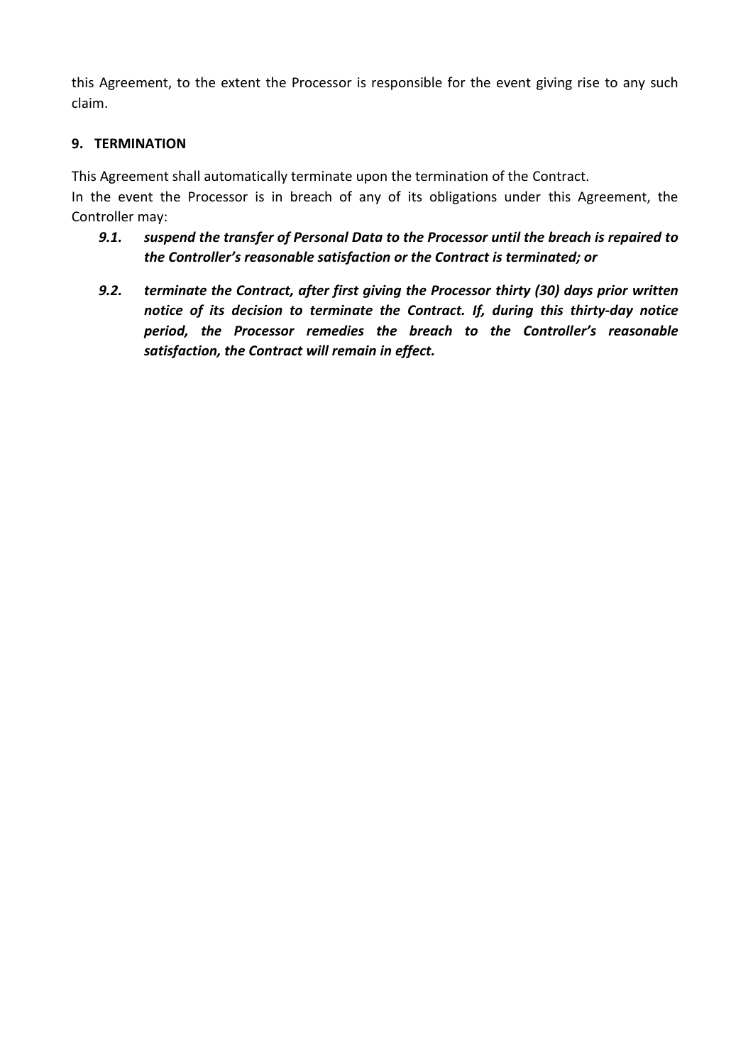this Agreement, to the extent the Processor is responsible for the event giving rise to any such claim.

## 9. TERMINATION

This Agreement shall automatically terminate upon the termination of the Contract.
In the event the Processor is in breach of any of its obligations under this Agreement, the Controller may:

***9.1. suspend the transfer of Personal Data to the Processor until the breach is repaired to the Controller's reasonable satisfaction or the Contract is terminated; or***

***9.2. terminate the Contract, after first giving the Processor thirty (30) days prior written notice of its decision to terminate the Contract. If, during this thirty-day notice period, the Processor remedies the breach to the Controller's reasonable satisfaction, the Contract will remain in effect.***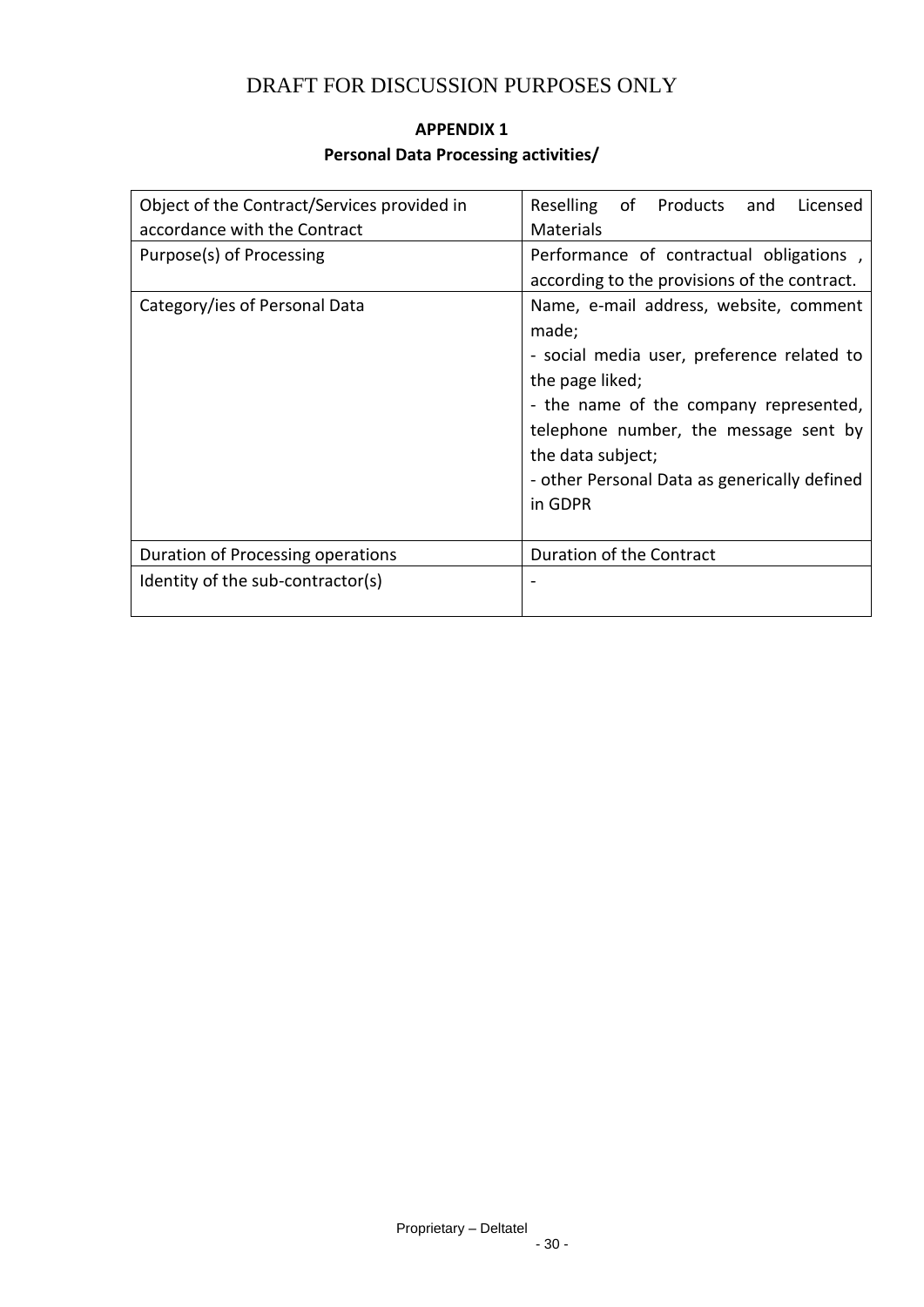DRAFT FOR DISCUSSION PURPOSES ONLY

**APPENDIX 1**

**Personal Data Processing activities/**

| Object of the Contract/Services provided in accordance with the Contract | Reselling of Products and Licensed Materials |
|---|---|
| Purpose(s) of Processing | Performance of contractual obligations , according to the provisions of the contract. |
| Category/ies of Personal Data | Name, e-mail address, website, comment made;<br>- social media user, preference related to the page liked;<br>- the name of the company represented, telephone number, the message sent by the data subject;<br>- other Personal Data as generically defined in GDPR |
| Duration of Processing operations | Duration of the Contract |
| Identity of the sub-contractor(s) | - |

Proprietary – Deltatel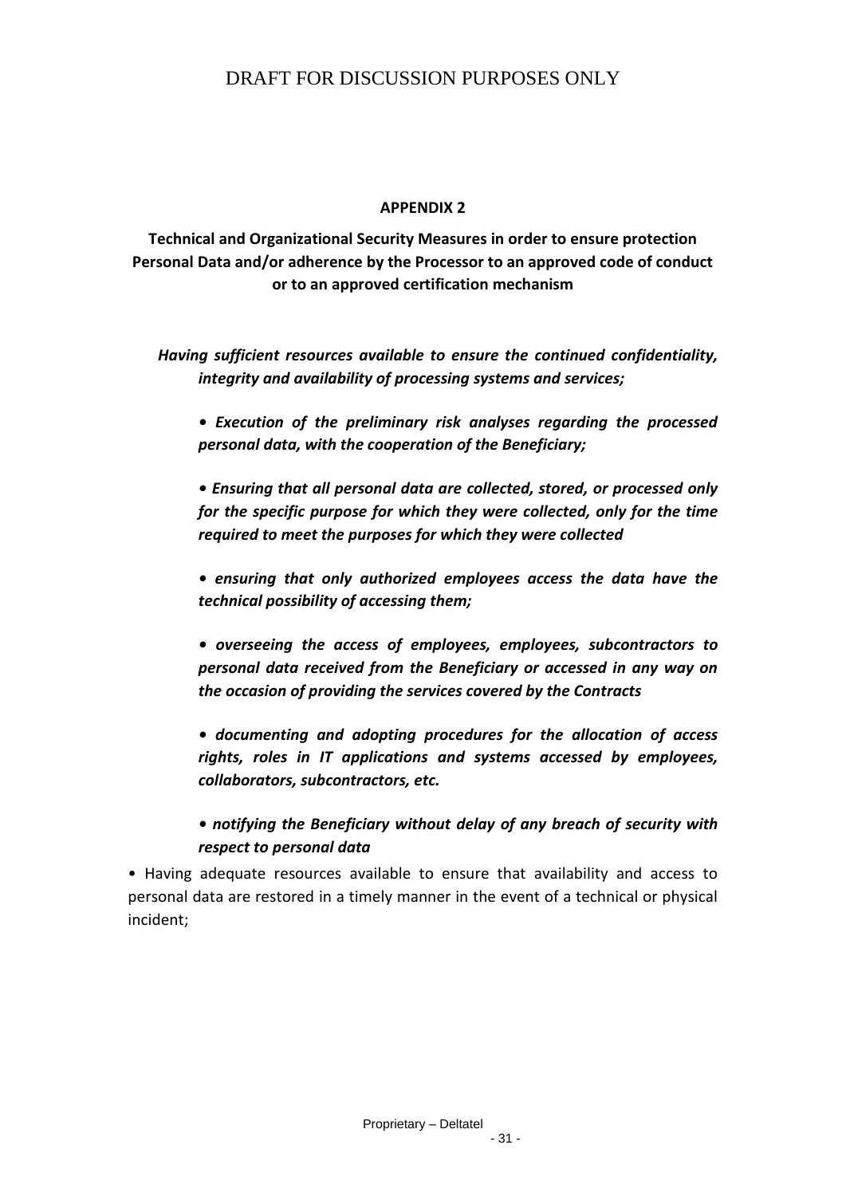## APPENDIX 2

**Technical and Organizational Security Measures in order to ensure protection Personal Data and/or adherence by the Processor to an approved code of conduct or to an approved certification mechanism**

***Having sufficient resources available to ensure the continued confidentiality, integrity and availability of processing systems and services;***

- ***Execution of the preliminary risk analyses regarding the processed personal data, with the cooperation of the Beneficiary;***

- ***Ensuring that all personal data are collected, stored, or processed only for the specific purpose for which they were collected, only for the time required to meet the purposes for which they were collected***

- ***ensuring that only authorized employees access the data have the technical possibility of accessing them;***

- ***overseeing the access of employees, employees, subcontractors to personal data received from the Beneficiary or accessed in any way on the occasion of providing the services covered by the Contracts***

- ***documenting and adopting procedures for the allocation of access rights, roles in IT applications and systems accessed by employees, collaborators, subcontractors, etc.***

- ***notifying the Beneficiary without delay of any breach of security with respect to personal data***

- Having adequate resources available to ensure that availability and access to personal data are restored in a timely manner in the event of a technical or physical incident;